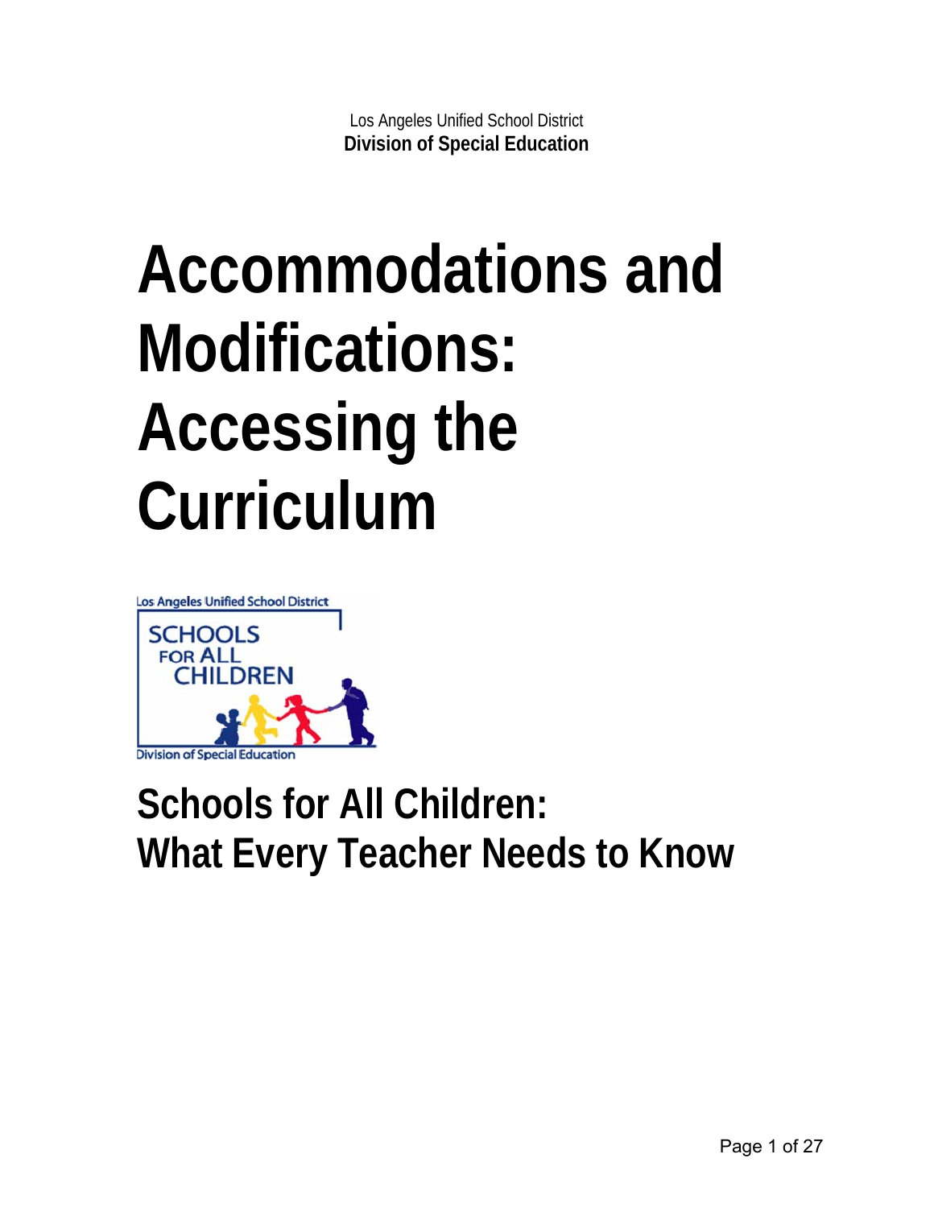Los Angeles Unified School District
**Division of Special Education**

# Accommodations and Modifications: Accessing the Curriculum

Los Angeles Unified School District

SCHOOLS FOR ALL CHILDREN

Division of Special Education

## Schools for All Children: What Every Teacher Needs to Know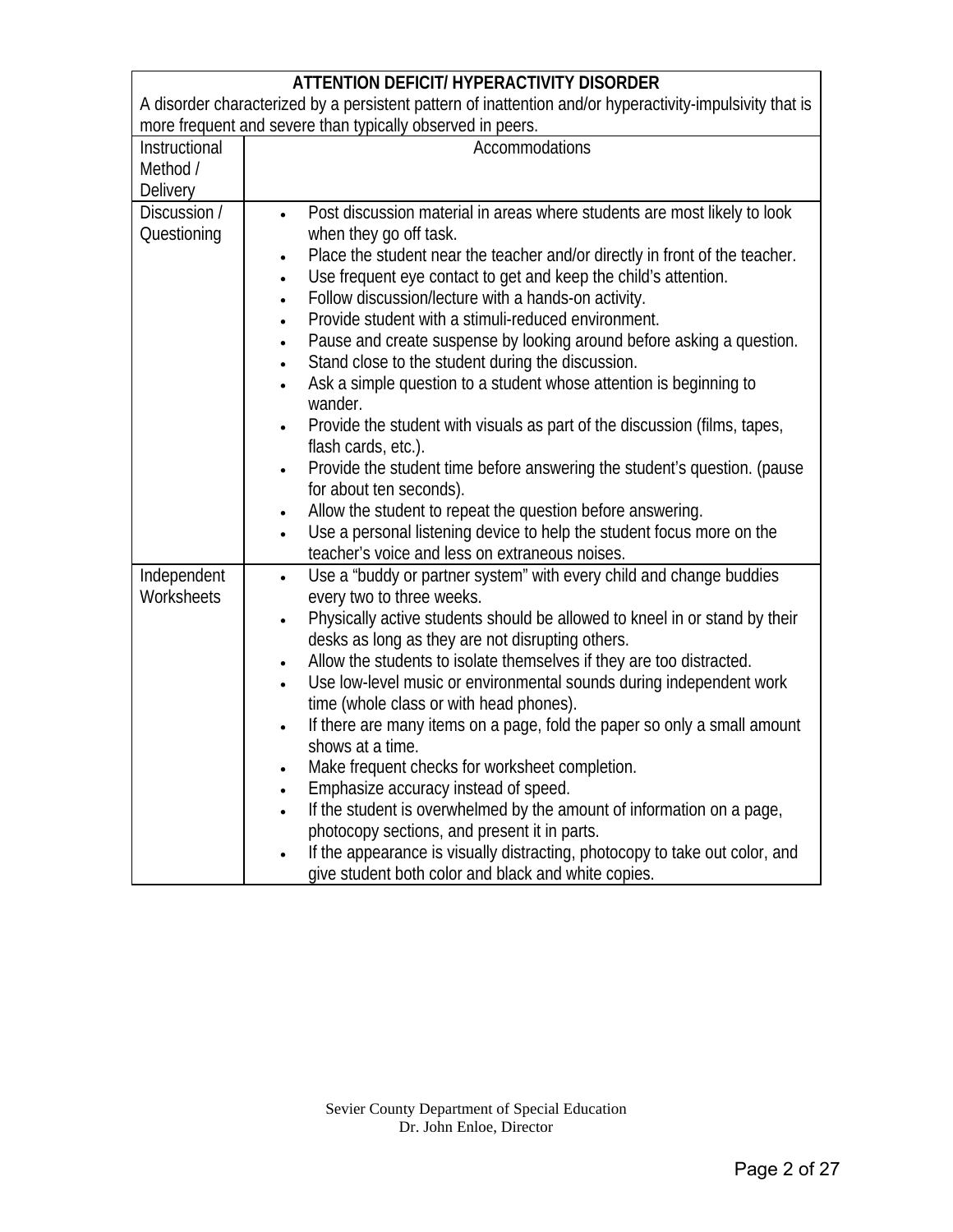| **ATTENTION DEFICIT/ HYPERACTIVITY DISORDER**<br>A disorder characterized by a persistent pattern of inattention and/or hyperactivity-impulsivity that is more frequent and severe than typically observed in peers. | |
|---|---|
| Instructional Method / Delivery | Accommodations |
| Discussion / Questioning | • Post discussion material in areas where students are most likely to look when they go off task.<br>• Place the student near the teacher and/or directly in front of the teacher.<br>• Use frequent eye contact to get and keep the child's attention.<br>• Follow discussion/lecture with a hands-on activity.<br>• Provide student with a stimuli-reduced environment.<br>• Pause and create suspense by looking around before asking a question.<br>• Stand close to the student during the discussion.<br>• Ask a simple question to a student whose attention is beginning to wander.<br>• Provide the student with visuals as part of the discussion (films, tapes, flash cards, etc.).<br>• Provide the student time before answering the student's question. (pause for about ten seconds).<br>• Allow the student to repeat the question before answering.<br>• Use a personal listening device to help the student focus more on the teacher's voice and less on extraneous noises. |
| Independent Worksheets | • Use a "buddy or partner system" with every child and change buddies every two to three weeks.<br>• Physically active students should be allowed to kneel in or stand by their desks as long as they are not disrupting others.<br>• Allow the students to isolate themselves if they are too distracted.<br>• Use low-level music or environmental sounds during independent work time (whole class or with head phones).<br>• If there are many items on a page, fold the paper so only a small amount shows at a time.<br>• Make frequent checks for worksheet completion.<br>• Emphasize accuracy instead of speed.<br>• If the student is overwhelmed by the amount of information on a page, photocopy sections, and present it in parts.<br>• If the appearance is visually distracting, photocopy to take out color, and give student both color and black and white copies. |

Sevier County Department of Special Education
Dr. John Enloe, Director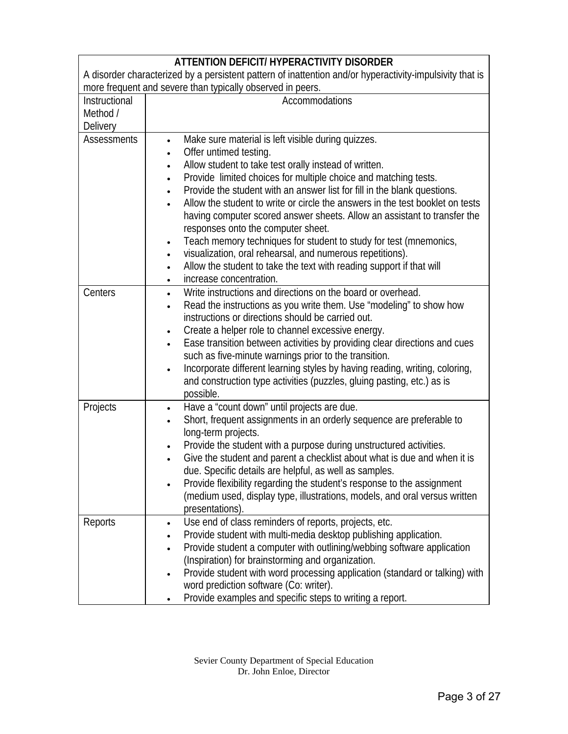| ATTENTION DEFICIT/ HYPERACTIVITY DISORDER<br>A disorder characterized by a persistent pattern of inattention and/or hyperactivity-impulsivity that is more frequent and severe than typically observed in peers. | |
|---|---|
| Instructional Method / Delivery | Accommodations |
| Assessments | • Make sure material is left visible during quizzes.<br>• Offer untimed testing.<br>• Allow student to take test orally instead of written.<br>• Provide limited choices for multiple choice and matching tests.<br>• Provide the student with an answer list for fill in the blank questions.<br>• Allow the student to write or circle the answers in the test booklet on tests having computer scored answer sheets. Allow an assistant to transfer the responses onto the computer sheet.<br>• Teach memory techniques for student to study for test (mnemonics,<br>• visualization, oral rehearsal, and numerous repetitions).<br>• Allow the student to take the text with reading support if that will<br>• increase concentration. |
| Centers | • Write instructions and directions on the board or overhead.<br>• Read the instructions as you write them. Use "modeling" to show how instructions or directions should be carried out.<br>• Create a helper role to channel excessive energy.<br>• Ease transition between activities by providing clear directions and cues such as five-minute warnings prior to the transition.<br>• Incorporate different learning styles by having reading, writing, coloring, and construction type activities (puzzles, gluing pasting, etc.) as is possible. |
| Projects | • Have a "count down" until projects are due.<br>• Short, frequent assignments in an orderly sequence are preferable to long-term projects.<br>• Provide the student with a purpose during unstructured activities.<br>• Give the student and parent a checklist about what is due and when it is due. Specific details are helpful, as well as samples.<br>• Provide flexibility regarding the student's response to the assignment (medium used, display type, illustrations, models, and oral versus written presentations). |
| Reports | • Use end of class reminders of reports, projects, etc.<br>• Provide student with multi-media desktop publishing application.<br>• Provide student a computer with outlining/webbing software application (Inspiration) for brainstorming and organization.<br>• Provide student with word processing application (standard or talking) with word prediction software (Co: writer).<br>• Provide examples and specific steps to writing a report. |

Sevier County Department of Special Education
Dr. John Enloe, Director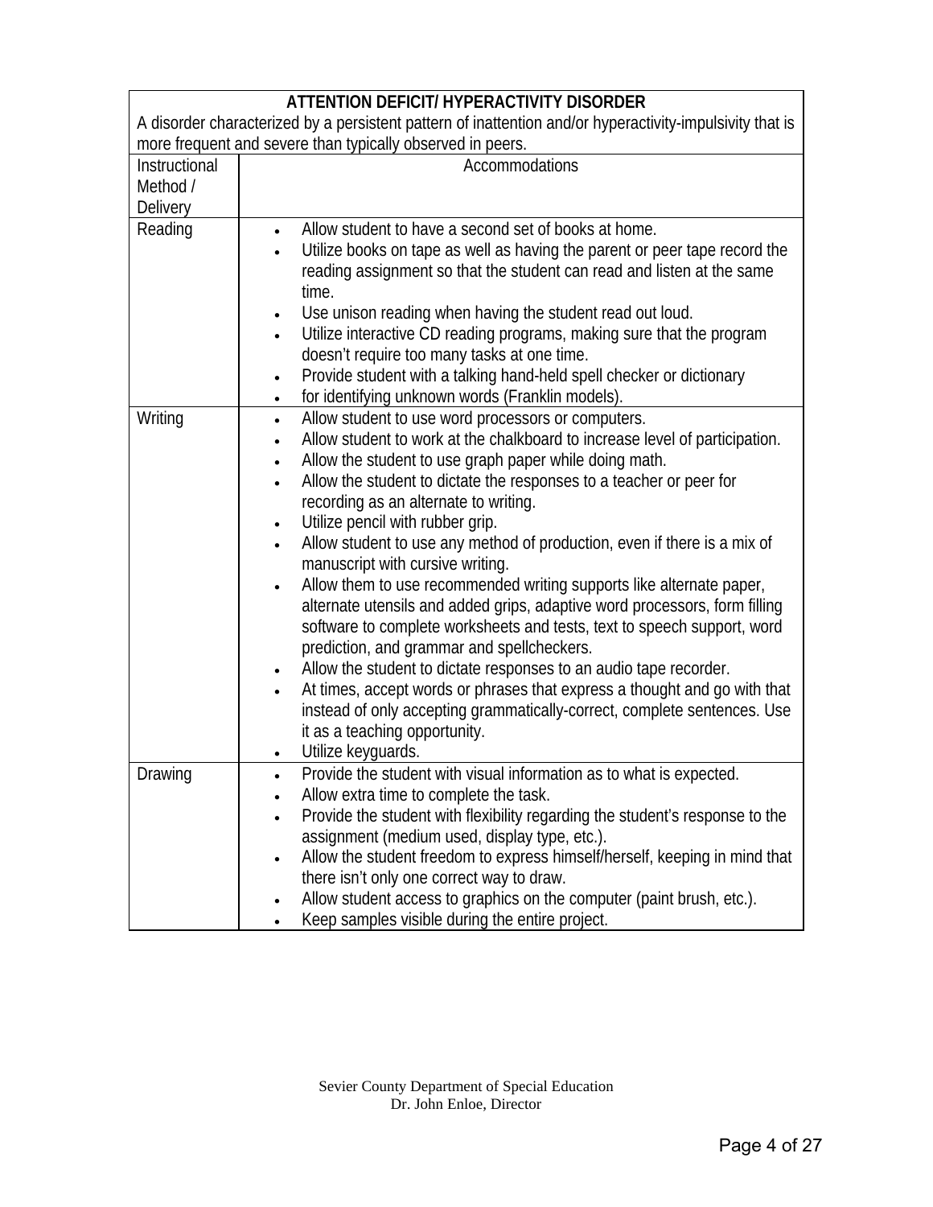| ATTENTION DEFICIT/ HYPERACTIVITY DISORDER<br>A disorder characterized by a persistent pattern of inattention and/or hyperactivity-impulsivity that is more frequent and severe than typically observed in peers. | |
|---|---|
| Instructional Method / Delivery | Accommodations |
| Reading | • Allow student to have a second set of books at home.<br>• Utilize books on tape as well as having the parent or peer tape record the reading assignment so that the student can read and listen at the same time.<br>• Use unison reading when having the student read out loud.<br>• Utilize interactive CD reading programs, making sure that the program doesn't require too many tasks at one time.<br>• Provide student with a talking hand-held spell checker or dictionary<br>• for identifying unknown words (Franklin models). |
| Writing | • Allow student to use word processors or computers.<br>• Allow student to work at the chalkboard to increase level of participation.<br>• Allow the student to use graph paper while doing math.<br>• Allow the student to dictate the responses to a teacher or peer for recording as an alternate to writing.<br>• Utilize pencil with rubber grip.<br>• Allow student to use any method of production, even if there is a mix of manuscript with cursive writing.<br>• Allow them to use recommended writing supports like alternate paper, alternate utensils and added grips, adaptive word processors, form filling software to complete worksheets and tests, text to speech support, word prediction, and grammar and spellcheckers.<br>• Allow the student to dictate responses to an audio tape recorder.<br>• At times, accept words or phrases that express a thought and go with that instead of only accepting grammatically-correct, complete sentences. Use it as a teaching opportunity.<br>• Utilize keyguards. |
| Drawing | • Provide the student with visual information as to what is expected.<br>• Allow extra time to complete the task.<br>• Provide the student with flexibility regarding the student's response to the assignment (medium used, display type, etc.).<br>• Allow the student freedom to express himself/herself, keeping in mind that there isn't only one correct way to draw.<br>• Allow student access to graphics on the computer (paint brush, etc.).<br>• Keep samples visible during the entire project. |

Sevier County Department of Special Education
Dr. John Enloe, Director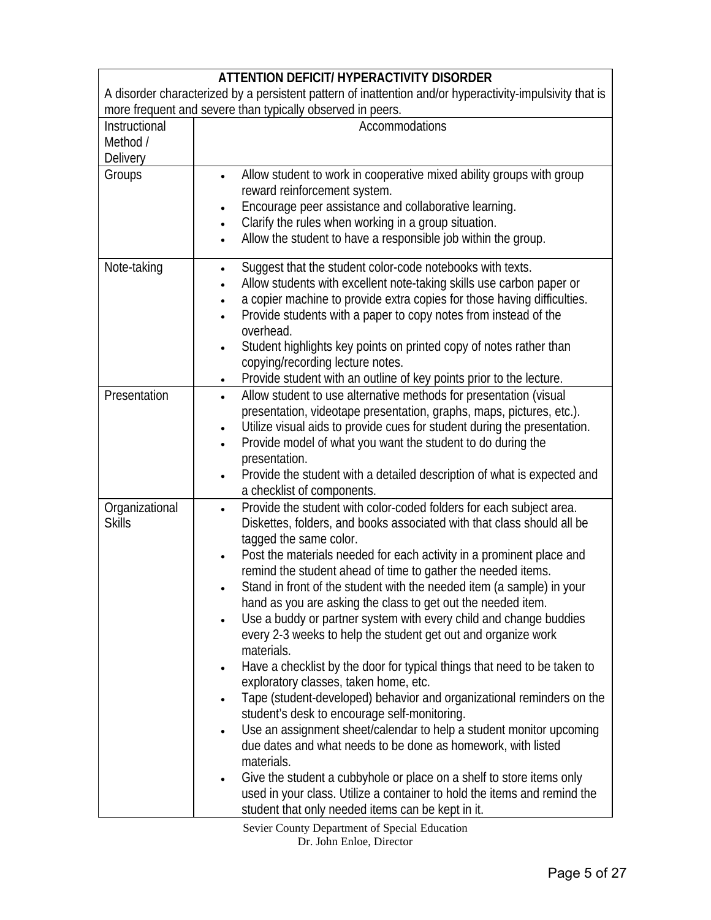| ATTENTION DEFICIT/ HYPERACTIVITY DISORDER<br>A disorder characterized by a persistent pattern of inattention and/or hyperactivity-impulsivity that is more frequent and severe than typically observed in peers. | |
|---|---|
| Instructional Method / Delivery | Accommodations |
| Groups | • Allow student to work in cooperative mixed ability groups with group reward reinforcement system.<br>• Encourage peer assistance and collaborative learning.<br>• Clarify the rules when working in a group situation.<br>• Allow the student to have a responsible job within the group. |
| Note-taking | • Suggest that the student color-code notebooks with texts.<br>• Allow students with excellent note-taking skills use carbon paper or<br>• a copier machine to provide extra copies for those having difficulties.<br>• Provide students with a paper to copy notes from instead of the overhead.<br>• Student highlights key points on printed copy of notes rather than copying/recording lecture notes.<br>• Provide student with an outline of key points prior to the lecture. |
| Presentation | • Allow student to use alternative methods for presentation (visual presentation, videotape presentation, graphs, maps, pictures, etc.).<br>• Utilize visual aids to provide cues for student during the presentation.<br>• Provide model of what you want the student to do during the presentation.<br>• Provide the student with a detailed description of what is expected and a checklist of components. |
| Organizational Skills | • Provide the student with color-coded folders for each subject area. Diskettes, folders, and books associated with that class should all be tagged the same color.<br>• Post the materials needed for each activity in a prominent place and remind the student ahead of time to gather the needed items.<br>• Stand in front of the student with the needed item (a sample) in your hand as you are asking the class to get out the needed item.<br>• Use a buddy or partner system with every child and change buddies every 2-3 weeks to help the student get out and organize work materials.<br>• Have a checklist by the door for typical things that need to be taken to exploratory classes, taken home, etc.<br>• Tape (student-developed) behavior and organizational reminders on the student's desk to encourage self-monitoring.<br>• Use an assignment sheet/calendar to help a student monitor upcoming due dates and what needs to be done as homework, with listed materials.<br>• Give the student a cubbyhole or place on a shelf to store items only used in your class. Utilize a container to hold the items and remind the student that only needed items can be kept in it. |

Sevier County Department of Special Education
Dr. John Enloe, Director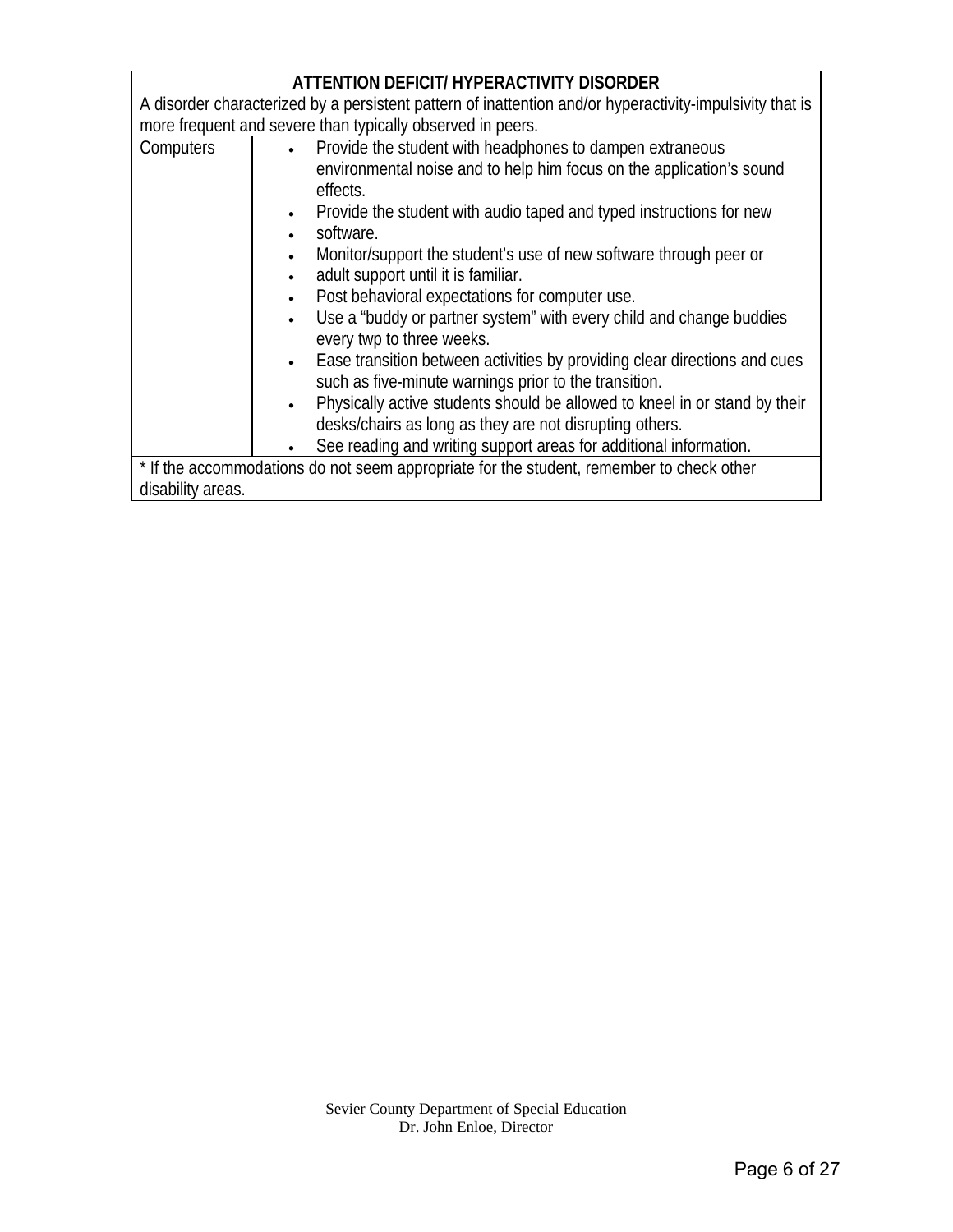| ATTENTION DEFICIT/ HYPERACTIVITY DISORDER | |
|---|---|
| A disorder characterized by a persistent pattern of inattention and/or hyperactivity-impulsivity that is more frequent and severe than typically observed in peers. | |
| Computers | • Provide the student with headphones to dampen extraneous environmental noise and to help him focus on the application's sound effects.<br>• Provide the student with audio taped and typed instructions for new<br>• software.<br>• Monitor/support the student's use of new software through peer or<br>• adult support until it is familiar.<br>• Post behavioral expectations for computer use.<br>• Use a "buddy or partner system" with every child and change buddies every twp to three weeks.<br>• Ease transition between activities by providing clear directions and cues such as five-minute warnings prior to the transition.<br>• Physically active students should be allowed to kneel in or stand by their desks/chairs as long as they are not disrupting others.<br>• See reading and writing support areas for additional information. |
| * If the accommodations do not seem appropriate for the student, remember to check other disability areas. | |

Sevier County Department of Special Education
Dr. John Enloe, Director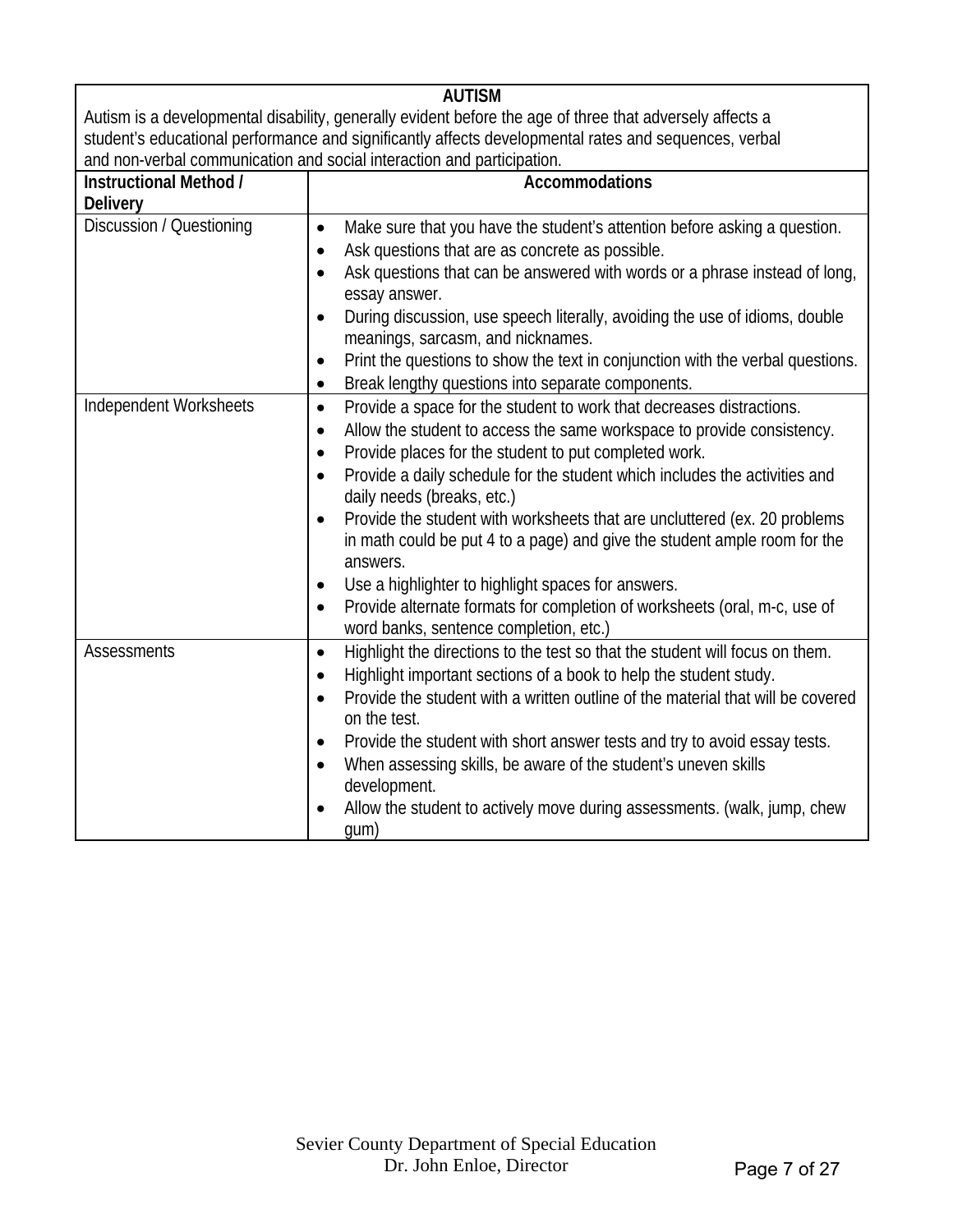## AUTISM

Autism is a developmental disability, generally evident before the age of three that adversely affects a student's educational performance and significantly affects developmental rates and sequences, verbal and non-verbal communication and social interaction and participation.

| Instructional Method / Delivery | Accommodations |
|---|---|
| Discussion / Questioning | • Make sure that you have the student's attention before asking a question.<br>• Ask questions that are as concrete as possible.<br>• Ask questions that can be answered with words or a phrase instead of long, essay answer.<br>• During discussion, use speech literally, avoiding the use of idioms, double meanings, sarcasm, and nicknames.<br>• Print the questions to show the text in conjunction with the verbal questions.<br>• Break lengthy questions into separate components. |
| Independent Worksheets | • Provide a space for the student to work that decreases distractions.<br>• Allow the student to access the same workspace to provide consistency.<br>• Provide places for the student to put completed work.<br>• Provide a daily schedule for the student which includes the activities and daily needs (breaks, etc.)<br>• Provide the student with worksheets that are uncluttered (ex. 20 problems in math could be put 4 to a page) and give the student ample room for the answers.<br>• Use a highlighter to highlight spaces for answers.<br>• Provide alternate formats for completion of worksheets (oral, m-c, use of word banks, sentence completion, etc.) |
| Assessments | • Highlight the directions to the test so that the student will focus on them.<br>• Highlight important sections of a book to help the student study.<br>• Provide the student with a written outline of the material that will be covered on the test.<br>• Provide the student with short answer tests and try to avoid essay tests.<br>• When assessing skills, be aware of the student's uneven skills development.<br>• Allow the student to actively move during assessments. (walk, jump, chew gum) |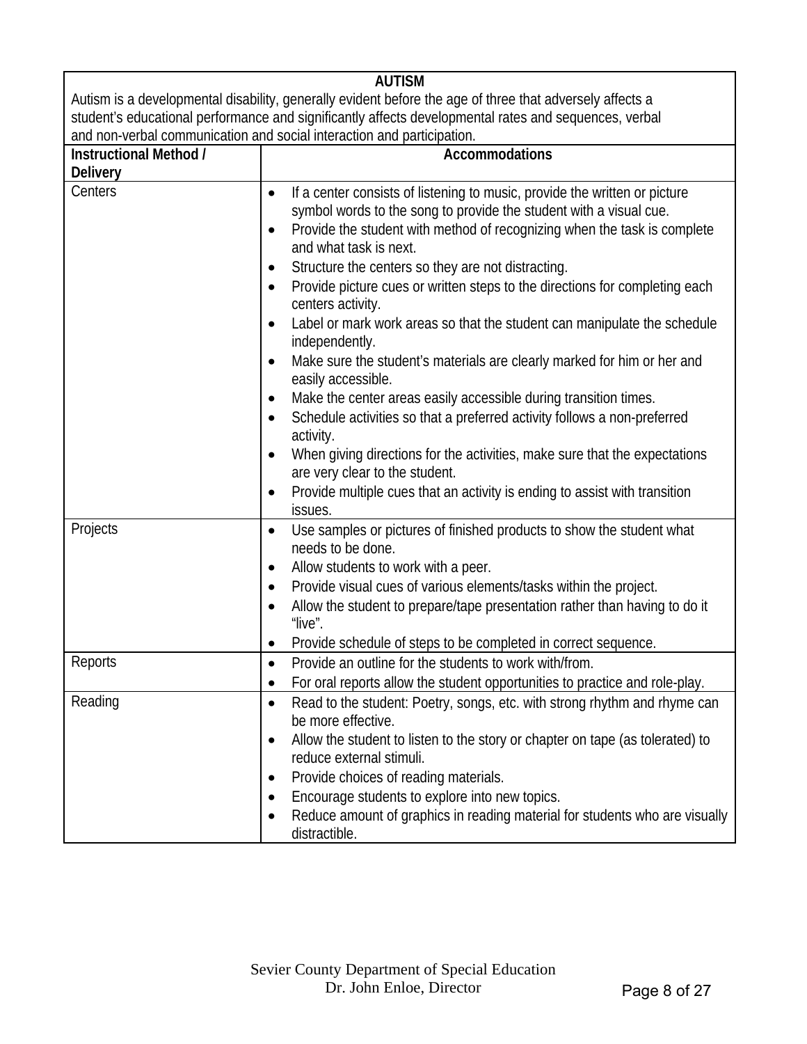| AUTISM | |
|---|---|
| Autism is a developmental disability, generally evident before the age of three that adversely affects a student's educational performance and significantly affects developmental rates and sequences, verbal and non-verbal communication and social interaction and participation. | |
| **Instructional Method / Delivery** | **Accommodations** |
| Centers | • If a center consists of listening to music, provide the written or picture symbol words to the song to provide the student with a visual cue.<br>• Provide the student with method of recognizing when the task is complete and what task is next.<br>• Structure the centers so they are not distracting.<br>• Provide picture cues or written steps to the directions for completing each centers activity.<br>• Label or mark work areas so that the student can manipulate the schedule independently.<br>• Make sure the student's materials are clearly marked for him or her and easily accessible.<br>• Make the center areas easily accessible during transition times.<br>• Schedule activities so that a preferred activity follows a non-preferred activity.<br>• When giving directions for the activities, make sure that the expectations are very clear to the student.<br>• Provide multiple cues that an activity is ending to assist with transition issues. |
| Projects | • Use samples or pictures of finished products to show the student what needs to be done.<br>• Allow students to work with a peer.<br>• Provide visual cues of various elements/tasks within the project.<br>• Allow the student to prepare/tape presentation rather than having to do it "live".<br>• Provide schedule of steps to be completed in correct sequence. |
| Reports | • Provide an outline for the students to work with/from.<br>• For oral reports allow the student opportunities to practice and role-play. |
| Reading | • Read to the student: Poetry, songs, etc. with strong rhythm and rhyme can be more effective.<br>• Allow the student to listen to the story or chapter on tape (as tolerated) to reduce external stimuli.<br>• Provide choices of reading materials.<br>• Encourage students to explore into new topics.<br>• Reduce amount of graphics in reading material for students who are visually distractible. |

Sevier County Department of Special Education
Dr. John Enloe, Director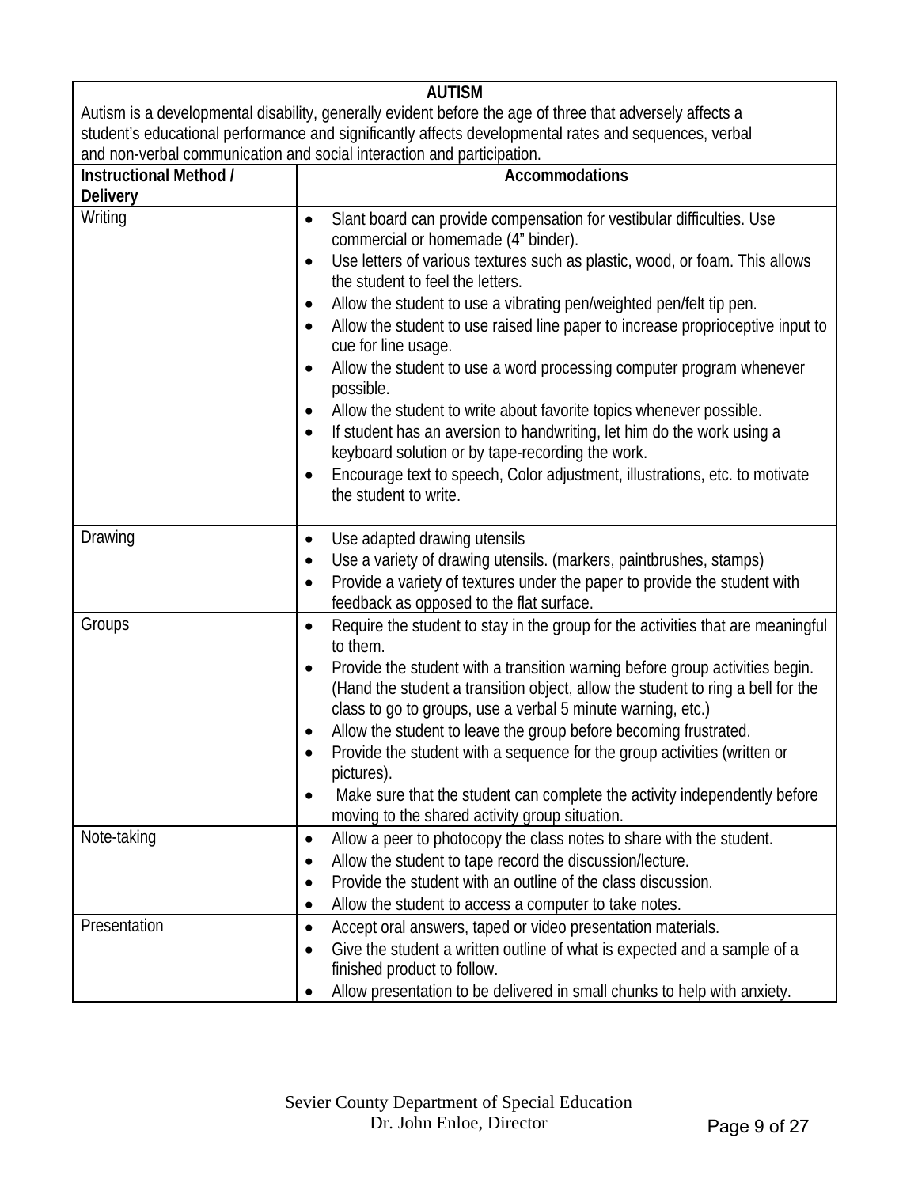**AUTISM**

Autism is a developmental disability, generally evident before the age of three that adversely affects a student's educational performance and significantly affects developmental rates and sequences, verbal and non-verbal communication and social interaction and participation.

| Instructional Method / Delivery | Accommodations |
|---|---|
| Writing | • Slant board can provide compensation for vestibular difficulties. Use commercial or homemade (4" binder).<br>• Use letters of various textures such as plastic, wood, or foam. This allows the student to feel the letters.<br>• Allow the student to use a vibrating pen/weighted pen/felt tip pen.<br>• Allow the student to use raised line paper to increase proprioceptive input to cue for line usage.<br>• Allow the student to use a word processing computer program whenever possible.<br>• Allow the student to write about favorite topics whenever possible.<br>• If student has an aversion to handwriting, let him do the work using a keyboard solution or by tape-recording the work.<br>• Encourage text to speech, Color adjustment, illustrations, etc. to motivate the student to write. |
| Drawing | • Use adapted drawing utensils<br>• Use a variety of drawing utensils. (markers, paintbrushes, stamps)<br>• Provide a variety of textures under the paper to provide the student with feedback as opposed to the flat surface. |
| Groups | • Require the student to stay in the group for the activities that are meaningful to them.<br>• Provide the student with a transition warning before group activities begin. (Hand the student a transition object, allow the student to ring a bell for the class to go to groups, use a verbal 5 minute warning, etc.)<br>• Allow the student to leave the group before becoming frustrated.<br>• Provide the student with a sequence for the group activities (written or pictures).<br>• Make sure that the student can complete the activity independently before moving to the shared activity group situation. |
| Note-taking | • Allow a peer to photocopy the class notes to share with the student.<br>• Allow the student to tape record the discussion/lecture.<br>• Provide the student with an outline of the class discussion.<br>• Allow the student to access a computer to take notes. |
| Presentation | • Accept oral answers, taped or video presentation materials.<br>• Give the student a written outline of what is expected and a sample of a finished product to follow.<br>• Allow presentation to be delivered in small chunks to help with anxiety. |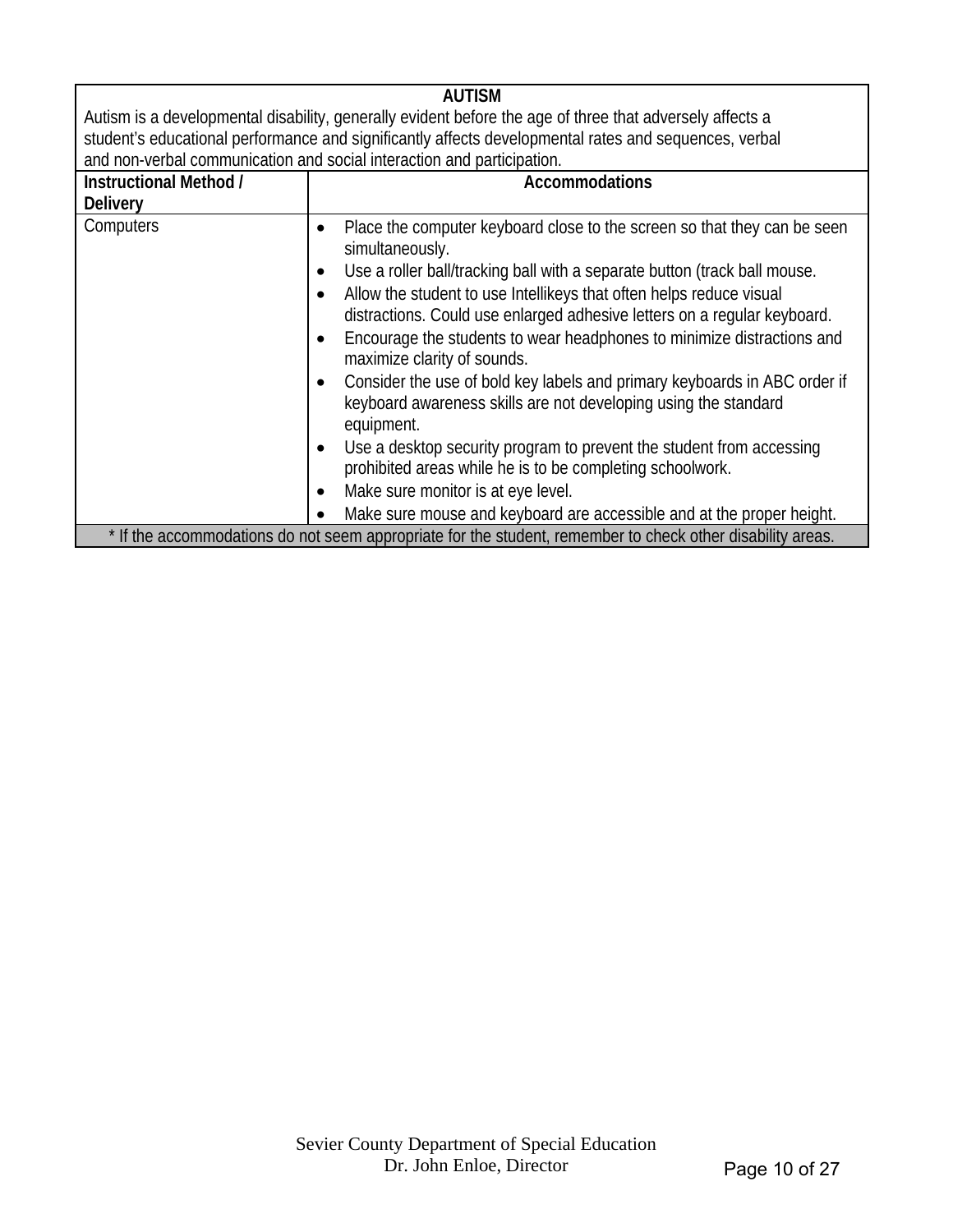## AUTISM

Autism is a developmental disability, generally evident before the age of three that adversely affects a student's educational performance and significantly affects developmental rates and sequences, verbal and non-verbal communication and social interaction and participation.

| Instructional Method / Delivery | Accommodations |
|---|---|
| Computers | • Place the computer keyboard close to the screen so that they can be seen simultaneously.<br>• Use a roller ball/tracking ball with a separate button (track ball mouse.<br>• Allow the student to use Intellikeys that often helps reduce visual distractions. Could use enlarged adhesive letters on a regular keyboard.<br>• Encourage the students to wear headphones to minimize distractions and maximize clarity of sounds.<br>• Consider the use of bold key labels and primary keyboards in ABC order if keyboard awareness skills are not developing using the standard equipment.<br>• Use a desktop security program to prevent the student from accessing prohibited areas while he is to be completing schoolwork.<br>• Make sure monitor is at eye level.<br>• Make sure mouse and keyboard are accessible and at the proper height. |

* If the accommodations do not seem appropriate for the student, remember to check other disability areas.

Sevier County Department of Special Education
Dr. John Enloe, Director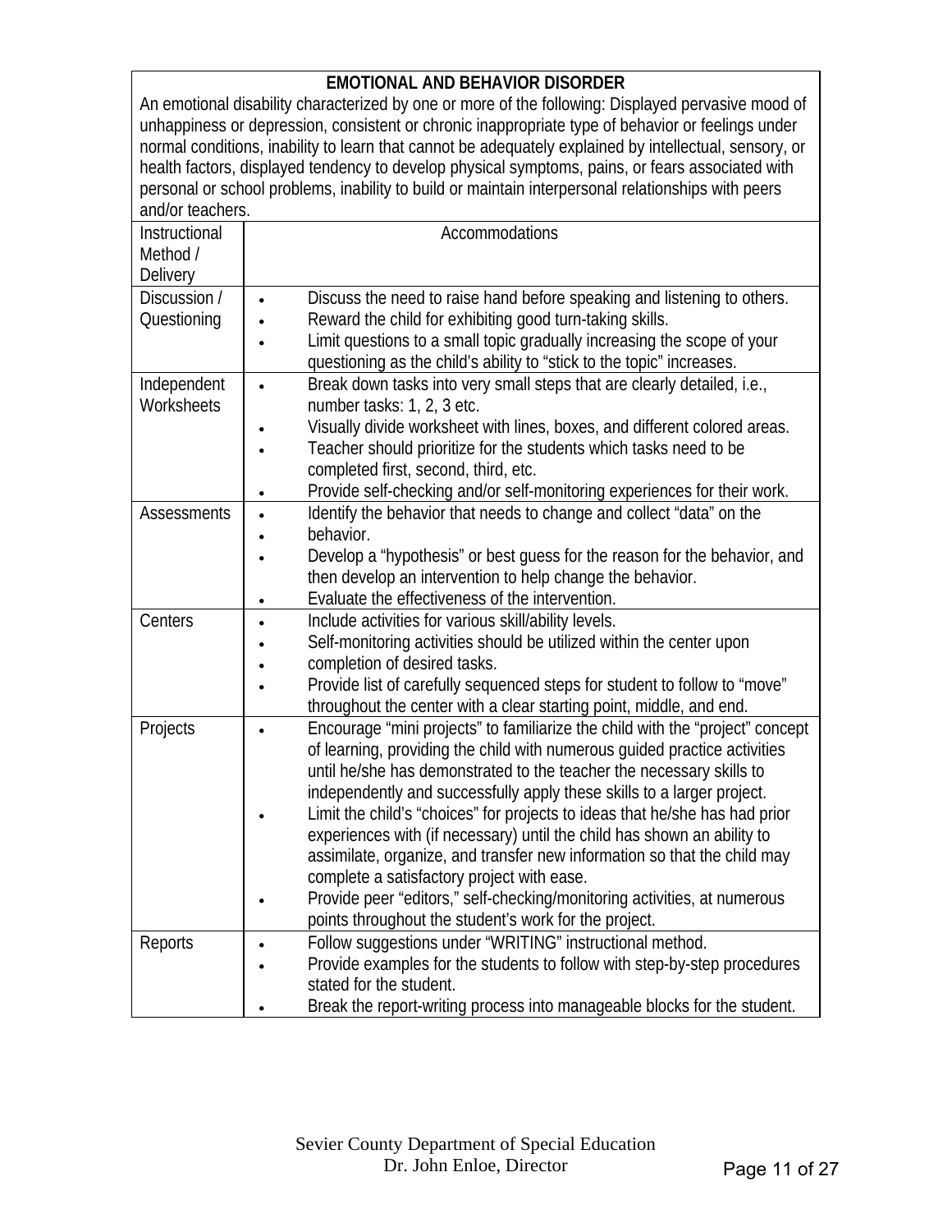| EMOTIONAL AND BEHAVIOR DISORDER | |
|---|---|
| An emotional disability characterized by one or more of the following: Displayed pervasive mood of unhappiness or depression, consistent or chronic inappropriate type of behavior or feelings under normal conditions, inability to learn that cannot be adequately explained by intellectual, sensory, or health factors, displayed tendency to develop physical symptoms, pains, or fears associated with personal or school problems, inability to build or maintain interpersonal relationships with peers and/or teachers. | |
| **Instructional Method / Delivery** | **Accommodations** |
| Discussion / Questioning | • Discuss the need to raise hand before speaking and listening to others.<br>• Reward the child for exhibiting good turn-taking skills.<br>• Limit questions to a small topic gradually increasing the scope of your questioning as the child's ability to "stick to the topic" increases. |
| Independent Worksheets | • Break down tasks into very small steps that are clearly detailed, i.e., number tasks: 1, 2, 3 etc.<br>• Visually divide worksheet with lines, boxes, and different colored areas.<br>• Teacher should prioritize for the students which tasks need to be completed first, second, third, etc.<br>• Provide self-checking and/or self-monitoring experiences for their work. |
| Assessments | • Identify the behavior that needs to change and collect "data" on the<br>• behavior.<br>• Develop a "hypothesis" or best guess for the reason for the behavior, and then develop an intervention to help change the behavior.<br>• Evaluate the effectiveness of the intervention. |
| Centers | • Include activities for various skill/ability levels.<br>• Self-monitoring activities should be utilized within the center upon<br>• completion of desired tasks.<br>• Provide list of carefully sequenced steps for student to follow to "move" throughout the center with a clear starting point, middle, and end. |
| Projects | • Encourage "mini projects" to familiarize the child with the "project" concept of learning, providing the child with numerous guided practice activities until he/she has demonstrated to the teacher the necessary skills to independently and successfully apply these skills to a larger project.<br>• Limit the child's "choices" for projects to ideas that he/she has had prior experiences with (if necessary) until the child has shown an ability to assimilate, organize, and transfer new information so that the child may complete a satisfactory project with ease.<br>• Provide peer "editors," self-checking/monitoring activities, at numerous points throughout the student's work for the project. |
| Reports | • Follow suggestions under "WRITING" instructional method.<br>• Provide examples for the students to follow with step-by-step procedures stated for the student.<br>• Break the report-writing process into manageable blocks for the student. |

Sevier County Department of Special Education
Dr. John Enloe, Director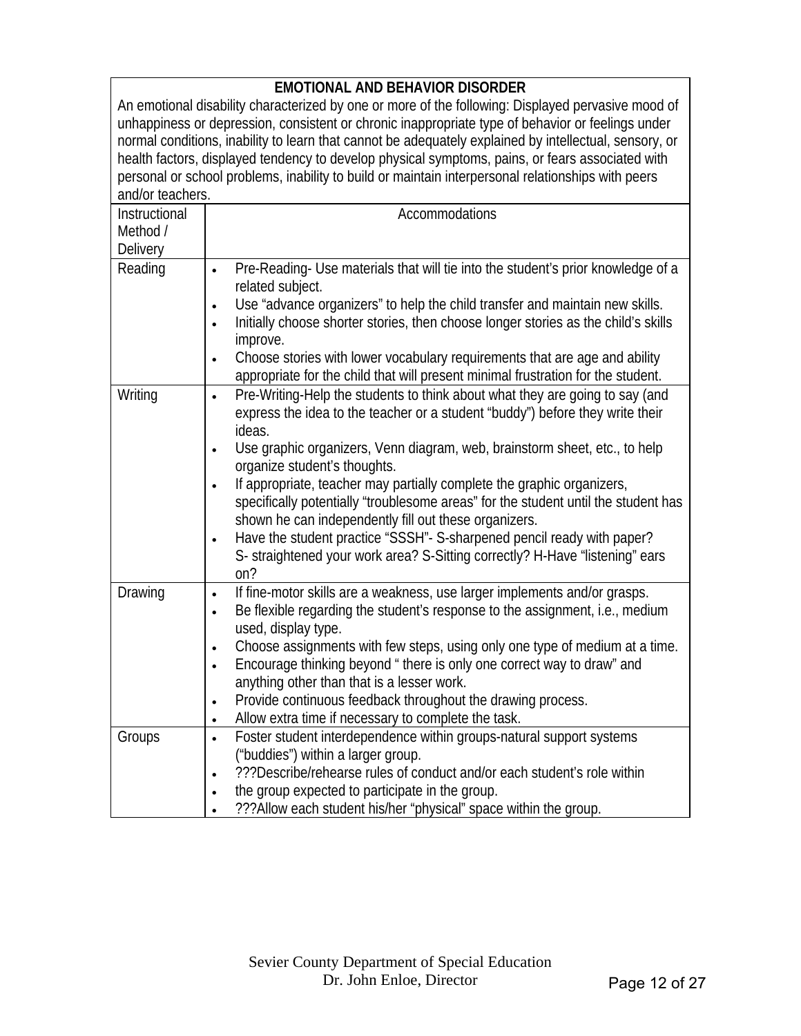| EMOTIONAL AND BEHAVIOR DISORDER<br>An emotional disability characterized by one or more of the following: Displayed pervasive mood of unhappiness or depression, consistent or chronic inappropriate type of behavior or feelings under normal conditions, inability to learn that cannot be adequately explained by intellectual, sensory, or health factors, displayed tendency to develop physical symptoms, pains, or fears associated with personal or school problems, inability to build or maintain interpersonal relationships with peers and/or teachers. | |
|---|---|
| Instructional Method / Delivery | Accommodations |
| Reading | • Pre-Reading- Use materials that will tie into the student's prior knowledge of a related subject.<br>• Use "advance organizers" to help the child transfer and maintain new skills.<br>• Initially choose shorter stories, then choose longer stories as the child's skills improve.<br>• Choose stories with lower vocabulary requirements that are age and ability appropriate for the child that will present minimal frustration for the student. |
| Writing | • Pre-Writing-Help the students to think about what they are going to say (and express the idea to the teacher or a student "buddy") before they write their ideas.<br>• Use graphic organizers, Venn diagram, web, brainstorm sheet, etc., to help organize student's thoughts.<br>• If appropriate, teacher may partially complete the graphic organizers, specifically potentially "troublesome areas" for the student until the student has shown he can independently fill out these organizers.<br>• Have the student practice "SSSH"- S-sharpened pencil ready with paper? S- straightened your work area? S-Sitting correctly? H-Have "listening" ears on? |
| Drawing | • If fine-motor skills are a weakness, use larger implements and/or grasps.<br>• Be flexible regarding the student's response to the assignment, i.e., medium used, display type.<br>• Choose assignments with few steps, using only one type of medium at a time.<br>• Encourage thinking beyond " there is only one correct way to draw" and anything other than that is a lesser work.<br>• Provide continuous feedback throughout the drawing process.<br>• Allow extra time if necessary to complete the task. |
| Groups | • Foster student interdependence within groups-natural support systems ("buddies") within a larger group.<br>• ???Describe/rehearse rules of conduct and/or each student's role within<br>• the group expected to participate in the group.<br>• ???Allow each student his/her "physical" space within the group. |

Sevier County Department of Special Education
Dr. John Enloe, Director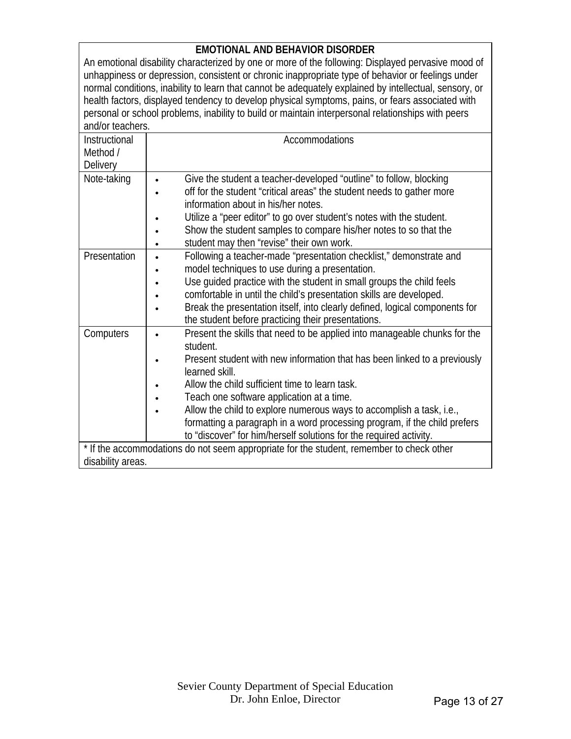| **EMOTIONAL AND BEHAVIOR DISORDER**<br>An emotional disability characterized by one or more of the following: Displayed pervasive mood of unhappiness or depression, consistent or chronic inappropriate type of behavior or feelings under normal conditions, inability to learn that cannot be adequately explained by intellectual, sensory, or health factors, displayed tendency to develop physical symptoms, pains, or fears associated with personal or school problems, inability to build or maintain interpersonal relationships with peers and/or teachers. | |
|---|---|
| Instructional Method / Delivery | Accommodations |
| Note-taking | • Give the student a teacher-developed "outline" to follow, blocking<br>• off for the student "critical areas" the student needs to gather more information about in his/her notes.<br>• Utilize a "peer editor" to go over student's notes with the student.<br>• Show the student samples to compare his/her notes to so that the<br>• student may then "revise" their own work. |
| Presentation | • Following a teacher-made "presentation checklist," demonstrate and<br>• model techniques to use during a presentation.<br>• Use guided practice with the student in small groups the child feels<br>• comfortable in until the child's presentation skills are developed.<br>• Break the presentation itself, into clearly defined, logical components for the student before practicing their presentations. |
| Computers | • Present the skills that need to be applied into manageable chunks for the student.<br>• Present student with new information that has been linked to a previously learned skill.<br>• Allow the child sufficient time to learn task.<br>• Teach one software application at a time.<br>• Allow the child to explore numerous ways to accomplish a task, i.e., formatting a paragraph in a word processing program, if the child prefers to "discover" for him/herself solutions for the required activity. |
| * If the accommodations do not seem appropriate for the student, remember to check other disability areas. | |

Sevier County Department of Special Education
Dr. John Enloe, Director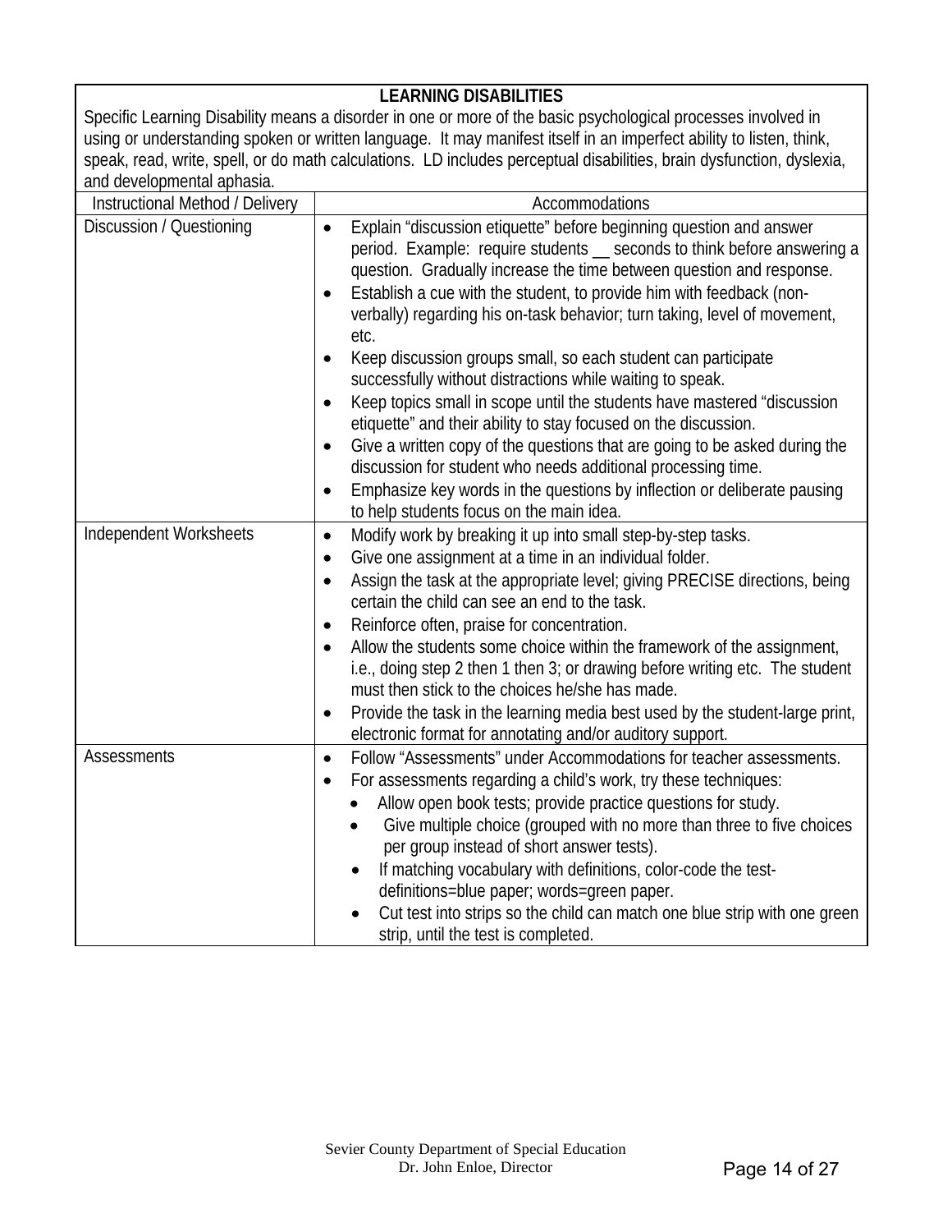| **LEARNING DISABILITIES**<br>Specific Learning Disability means a disorder in one or more of the basic psychological processes involved in using or understanding spoken or written language. It may manifest itself in an imperfect ability to listen, think, speak, read, write, spell, or do math calculations. LD includes perceptual disabilities, brain dysfunction, dyslexia, and developmental aphasia. | |
|---|---|
| Instructional Method / Delivery | Accommodations |
| Discussion / Questioning | • Explain "discussion etiquette" before beginning question and answer period. Example: require students __ seconds to think before answering a question. Gradually increase the time between question and response.<br>• Establish a cue with the student, to provide him with feedback (non-verbally) regarding his on-task behavior; turn taking, level of movement, etc.<br>• Keep discussion groups small, so each student can participate successfully without distractions while waiting to speak.<br>• Keep topics small in scope until the students have mastered "discussion etiquette" and their ability to stay focused on the discussion.<br>• Give a written copy of the questions that are going to be asked during the discussion for student who needs additional processing time.<br>• Emphasize key words in the questions by inflection or deliberate pausing to help students focus on the main idea. |
| Independent Worksheets | • Modify work by breaking it up into small step-by-step tasks.<br>• Give one assignment at a time in an individual folder.<br>• Assign the task at the appropriate level; giving PRECISE directions, being certain the child can see an end to the task.<br>• Reinforce often, praise for concentration.<br>• Allow the students some choice within the framework of the assignment, i.e., doing step 2 then 1 then 3; or drawing before writing etc. The student must then stick to the choices he/she has made.<br>• Provide the task in the learning media best used by the student-large print, electronic format for annotating and/or auditory support. |
| Assessments | • Follow "Assessments" under Accommodations for teacher assessments.<br>• For assessments regarding a child's work, try these techniques:<br>&nbsp;&nbsp;&nbsp;&nbsp;◦ Allow open book tests; provide practice questions for study.<br>&nbsp;&nbsp;&nbsp;&nbsp;◦ Give multiple choice (grouped with no more than three to five choices per group instead of short answer tests).<br>&nbsp;&nbsp;&nbsp;&nbsp;◦ If matching vocabulary with definitions, color-code the test-definitions=blue paper; words=green paper.<br>&nbsp;&nbsp;&nbsp;&nbsp;◦ Cut test into strips so the child can match one blue strip with one green strip, until the test is completed. |

Sevier County Department of Special Education
Dr. John Enloe, Director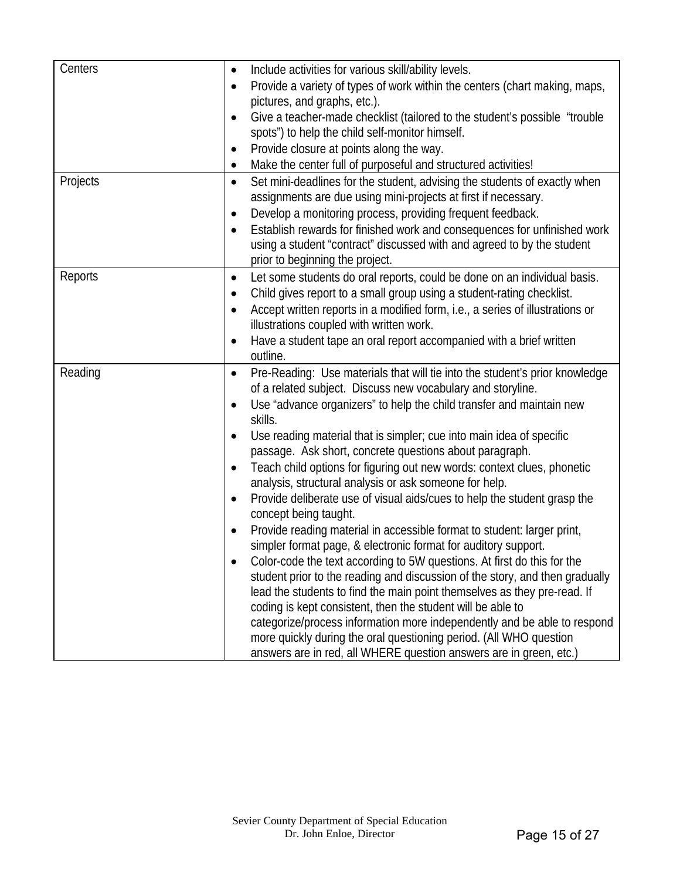| | |
|---|---|
| Centers | • Include activities for various skill/ability levels.<br>• Provide a variety of types of work within the centers (chart making, maps, pictures, and graphs, etc.).<br>• Give a teacher-made checklist (tailored to the student's possible "trouble spots") to help the child self-monitor himself.<br>• Provide closure at points along the way.<br>• Make the center full of purposeful and structured activities! |
| Projects | • Set mini-deadlines for the student, advising the students of exactly when assignments are due using mini-projects at first if necessary.<br>• Develop a monitoring process, providing frequent feedback.<br>• Establish rewards for finished work and consequences for unfinished work using a student "contract" discussed with and agreed to by the student prior to beginning the project. |
| Reports | • Let some students do oral reports, could be done on an individual basis.<br>• Child gives report to a small group using a student-rating checklist.<br>• Accept written reports in a modified form, i.e., a series of illustrations or illustrations coupled with written work.<br>• Have a student tape an oral report accompanied with a brief written outline. |
| Reading | • Pre-Reading: Use materials that will tie into the student's prior knowledge of a related subject. Discuss new vocabulary and storyline.<br>• Use "advance organizers" to help the child transfer and maintain new skills.<br>• Use reading material that is simpler; cue into main idea of specific passage. Ask short, concrete questions about paragraph.<br>• Teach child options for figuring out new words: context clues, phonetic analysis, structural analysis or ask someone for help.<br>• Provide deliberate use of visual aids/cues to help the student grasp the concept being taught.<br>• Provide reading material in accessible format to student: larger print, simpler format page, & electronic format for auditory support.<br>• Color-code the text according to 5W questions. At first do this for the student prior to the reading and discussion of the story, and then gradually lead the students to find the main point themselves as they pre-read. If coding is kept consistent, then the student will be able to categorize/process information more independently and be able to respond more quickly during the oral questioning period. (All WHO question answers are in red, all WHERE question answers are in green, etc.) |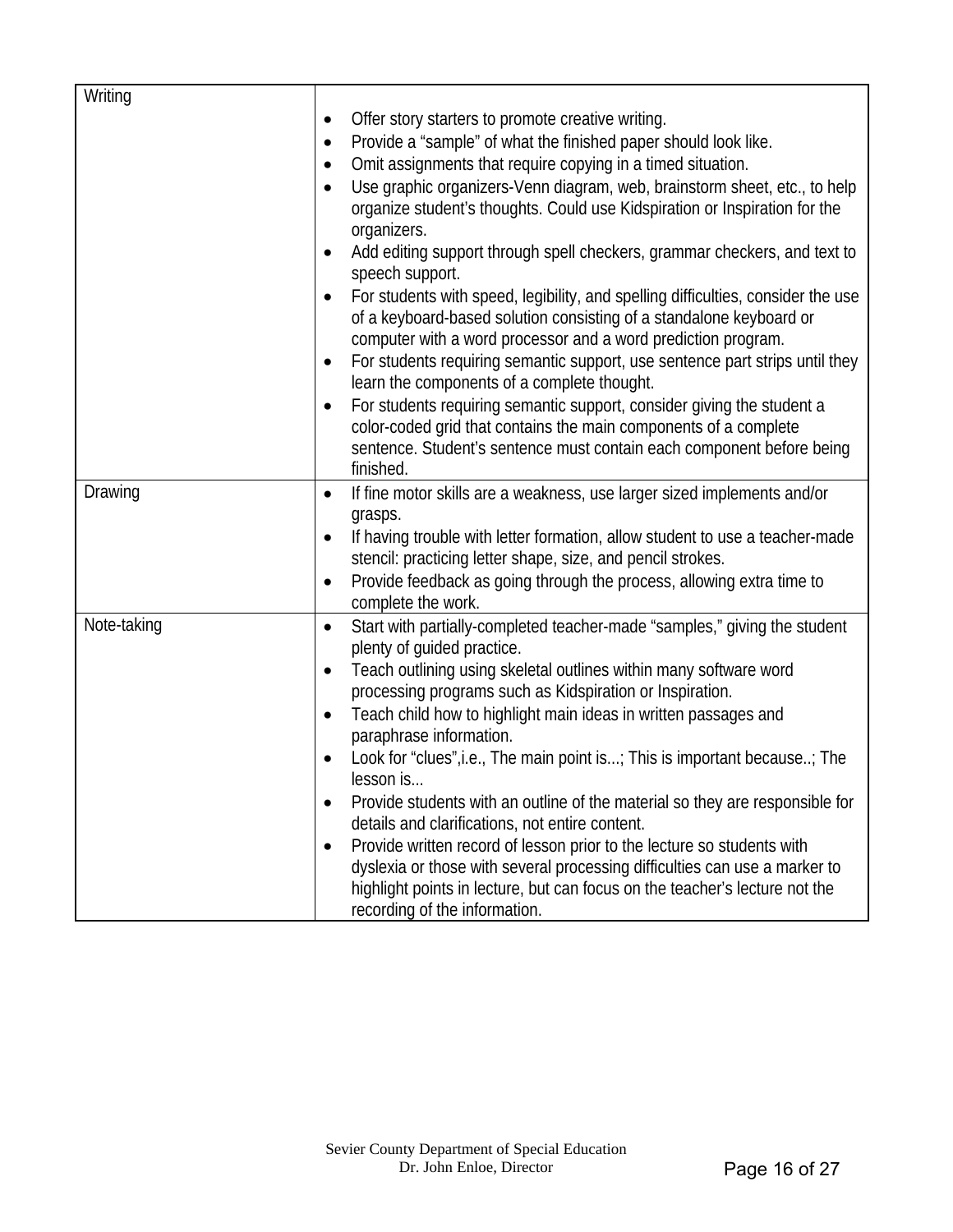| Writing | • Offer story starters to promote creative writing.<br>• Provide a “sample” of what the finished paper should look like.<br>• Omit assignments that require copying in a timed situation.<br>• Use graphic organizers-Venn diagram, web, brainstorm sheet, etc., to help organize student’s thoughts. Could use Kidspiration or Inspiration for the organizers.<br>• Add editing support through spell checkers, grammar checkers, and text to speech support.<br>• For students with speed, legibility, and spelling difficulties, consider the use of a keyboard-based solution consisting of a standalone keyboard or computer with a word processor and a word prediction program.<br>• For students requiring semantic support, use sentence part strips until they learn the components of a complete thought.<br>• For students requiring semantic support, consider giving the student a color-coded grid that contains the main components of a complete sentence. Student’s sentence must contain each component before being finished. |
|---|---|
| Drawing | • If fine motor skills are a weakness, use larger sized implements and/or grasps.<br>• If having trouble with letter formation, allow student to use a teacher-made stencil: practicing letter shape, size, and pencil strokes.<br>• Provide feedback as going through the process, allowing extra time to complete the work. |
| Note-taking | • Start with partially-completed teacher-made “samples,” giving the student plenty of guided practice.<br>• Teach outlining using skeletal outlines within many software word processing programs such as Kidspiration or Inspiration.<br>• Teach child how to highlight main ideas in written passages and paraphrase information.<br>• Look for “clues”,i.e., The main point is...; This is important because..; The lesson is...<br>• Provide students with an outline of the material so they are responsible for details and clarifications, not entire content.<br>• Provide written record of lesson prior to the lecture so students with dyslexia or those with several processing difficulties can use a marker to highlight points in lecture, but can focus on the teacher’s lecture not the recording of the information. |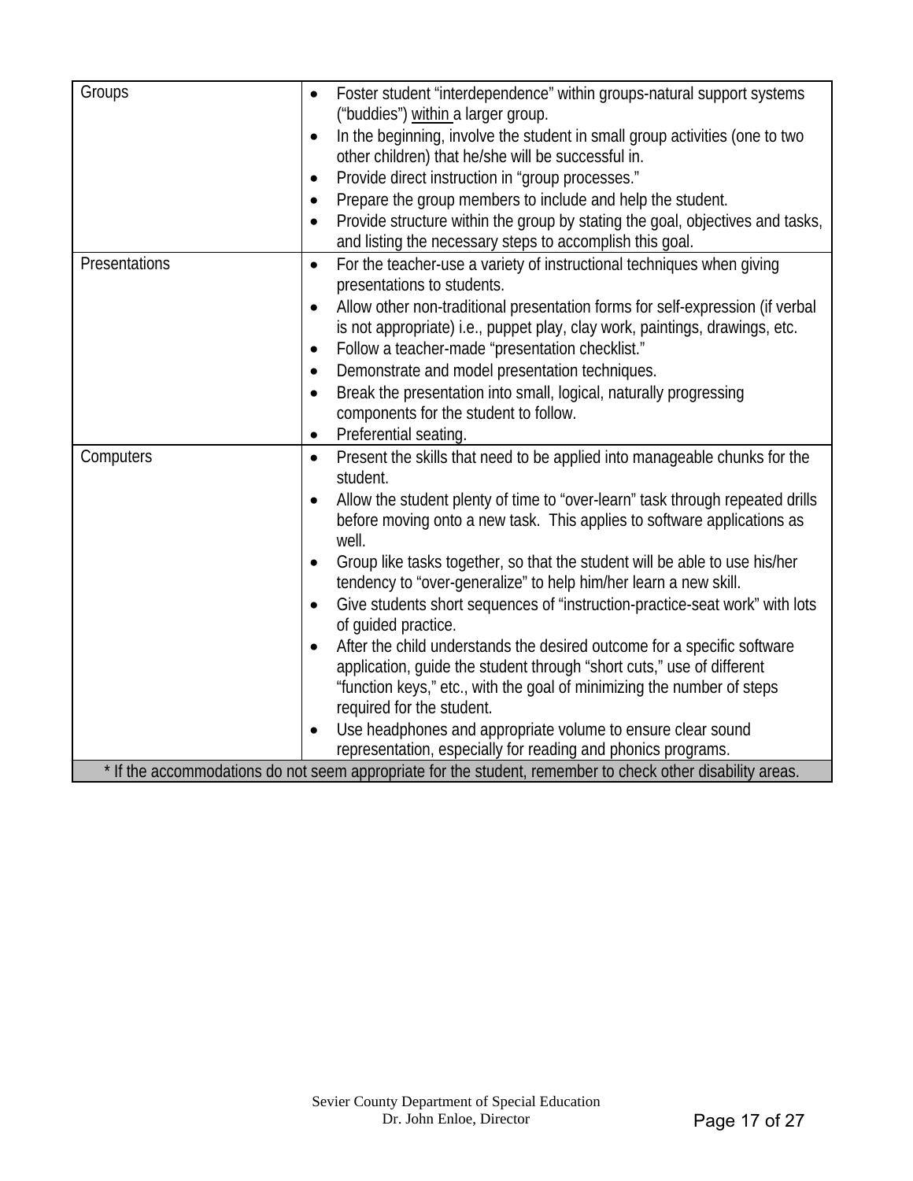| | |
|---|---|
| Groups | • Foster student "interdependence" within groups-natural support systems ("buddies") <u>within</u> a larger group.<br>• In the beginning, involve the student in small group activities (one to two other children) that he/she will be successful in.<br>• Provide direct instruction in "group processes."<br>• Prepare the group members to include and help the student.<br>• Provide structure within the group by stating the goal, objectives and tasks, and listing the necessary steps to accomplish this goal. |
| Presentations | • For the teacher-use a variety of instructional techniques when giving presentations to students.<br>• Allow other non-traditional presentation forms for self-expression (if verbal is not appropriate) i.e., puppet play, clay work, paintings, drawings, etc.<br>• Follow a teacher-made "presentation checklist."<br>• Demonstrate and model presentation techniques.<br>• Break the presentation into small, logical, naturally progressing components for the student to follow.<br>• Preferential seating. |
| Computers | • Present the skills that need to be applied into manageable chunks for the student.<br>• Allow the student plenty of time to "over-learn" task through repeated drills before moving onto a new task. This applies to software applications as well.<br>• Group like tasks together, so that the student will be able to use his/her tendency to "over-generalize" to help him/her learn a new skill.<br>• Give students short sequences of "instruction-practice-seat work" with lots of guided practice.<br>• After the child understands the desired outcome for a specific software application, guide the student through "short cuts," use of different "function keys," etc., with the goal of minimizing the number of steps required for the student.<br>• Use headphones and appropriate volume to ensure clear sound representation, especially for reading and phonics programs. |
| * If the accommodations do not seem appropriate for the student, remember to check other disability areas. | |

Sevier County Department of Special Education
Dr. John Enloe, Director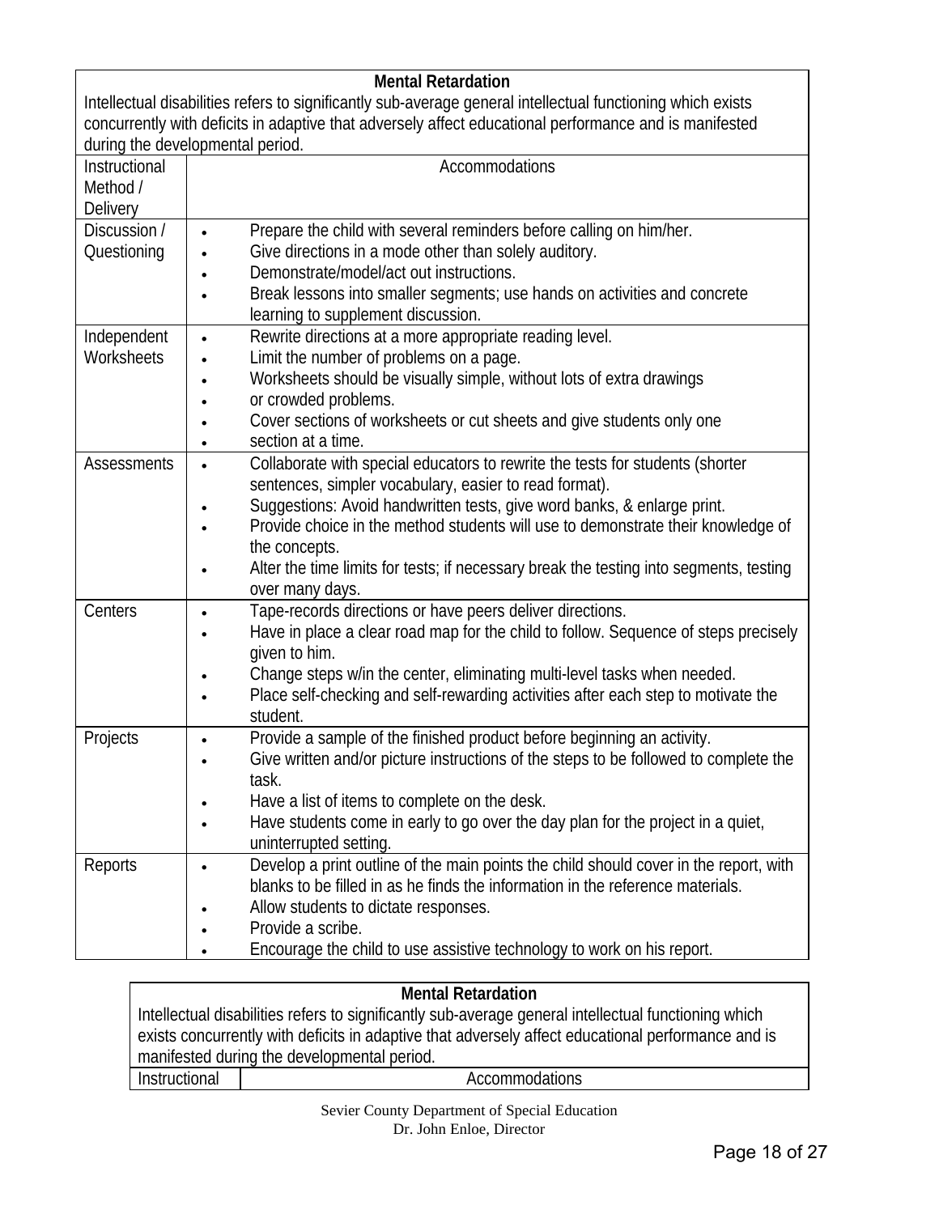| **Mental Retardation**<br>Intellectual disabilities refers to significantly sub-average general intellectual functioning which exists concurrently with deficits in adaptive that adversely affect educational performance and is manifested during the developmental period. | |
|---|---|
| Instructional Method / Delivery | Accommodations |
| Discussion / Questioning | • Prepare the child with several reminders before calling on him/her.<br>• Give directions in a mode other than solely auditory.<br>• Demonstrate/model/act out instructions.<br>• Break lessons into smaller segments; use hands on activities and concrete learning to supplement discussion. |
| Independent Worksheets | • Rewrite directions at a more appropriate reading level.<br>• Limit the number of problems on a page.<br>• Worksheets should be visually simple, without lots of extra drawings<br>• or crowded problems.<br>• Cover sections of worksheets or cut sheets and give students only one<br>• section at a time. |
| Assessments | • Collaborate with special educators to rewrite the tests for students (shorter sentences, simpler vocabulary, easier to read format).<br>• Suggestions: Avoid handwritten tests, give word banks, & enlarge print.<br>• Provide choice in the method students will use to demonstrate their knowledge of the concepts.<br>• Alter the time limits for tests; if necessary break the testing into segments, testing over many days. |
| Centers | • Tape-records directions or have peers deliver directions.<br>• Have in place a clear road map for the child to follow. Sequence of steps precisely given to him.<br>• Change steps w/in the center, eliminating multi-level tasks when needed.<br>• Place self-checking and self-rewarding activities after each step to motivate the student. |
| Projects | • Provide a sample of the finished product before beginning an activity.<br>• Give written and/or picture instructions of the steps to be followed to complete the task.<br>• Have a list of items to complete on the desk.<br>• Have students come in early to go over the day plan for the project in a quiet, uninterrupted setting. |
| Reports | • Develop a print outline of the main points the child should cover in the report, with blanks to be filled in as he finds the information in the reference materials.<br>• Allow students to dictate responses.<br>• Provide a scribe.<br>• Encourage the child to use assistive technology to work on his report. |

| **Mental Retardation**<br>Intellectual disabilities refers to significantly sub-average general intellectual functioning which exists concurrently with deficits in adaptive that adversely affect educational performance and is manifested during the developmental period. | |
|---|---|
| Instructional | Accommodations |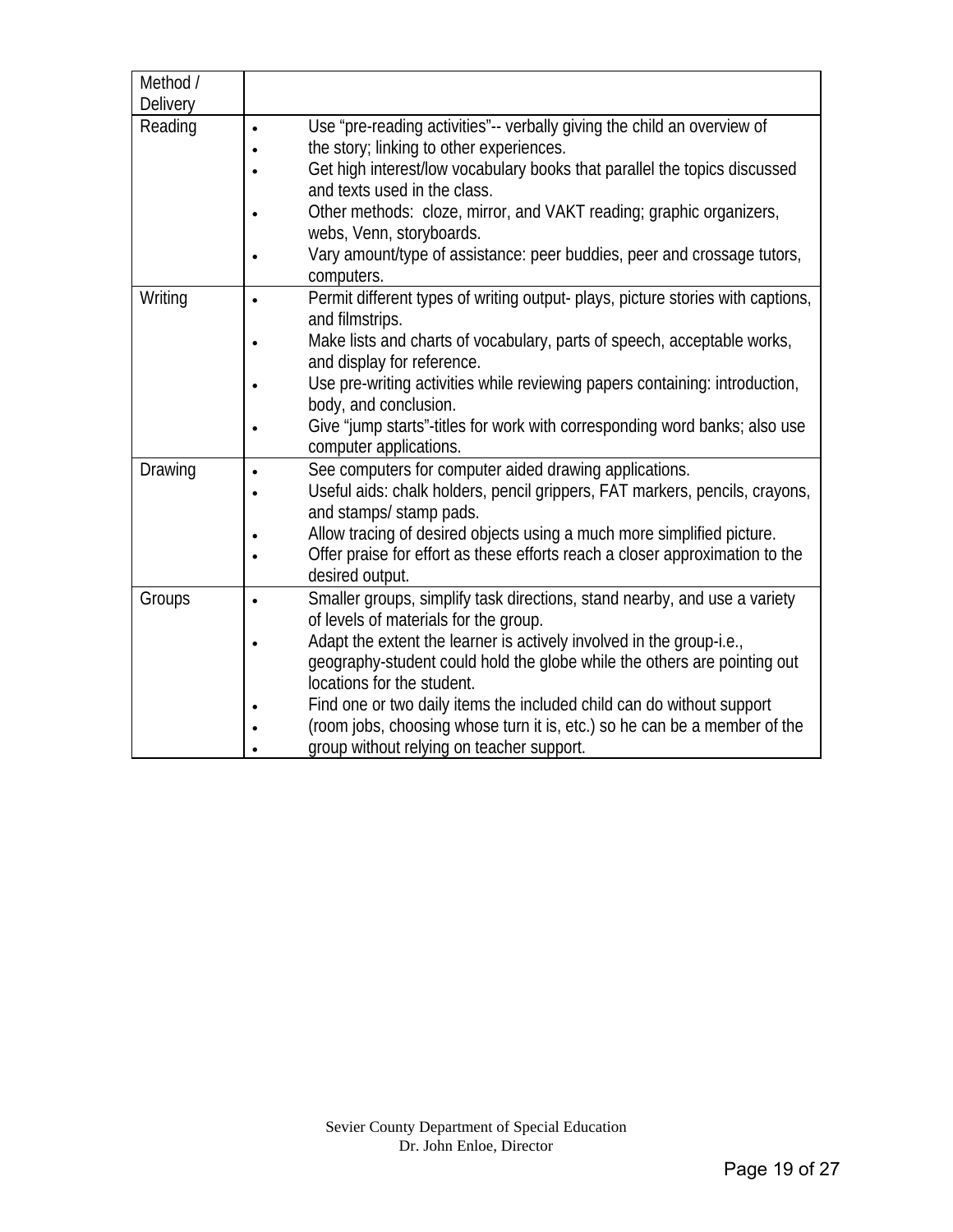| Method / Delivery | |
|---|---|
| Reading | • Use “pre-reading activities”-- verbally giving the child an overview of<br>• the story; linking to other experiences.<br>• Get high interest/low vocabulary books that parallel the topics discussed and texts used in the class.<br>• Other methods: cloze, mirror, and VAKT reading; graphic organizers, webs, Venn, storyboards.<br>• Vary amount/type of assistance: peer buddies, peer and crossage tutors, computers. |
| Writing | • Permit different types of writing output- plays, picture stories with captions, and filmstrips.<br>• Make lists and charts of vocabulary, parts of speech, acceptable works, and display for reference.<br>• Use pre-writing activities while reviewing papers containing: introduction, body, and conclusion.<br>• Give “jump starts”-titles for work with corresponding word banks; also use computer applications. |
| Drawing | • See computers for computer aided drawing applications.<br>• Useful aids: chalk holders, pencil grippers, FAT markers, pencils, crayons, and stamps/ stamp pads.<br>• Allow tracing of desired objects using a much more simplified picture.<br>• Offer praise for effort as these efforts reach a closer approximation to the desired output. |
| Groups | • Smaller groups, simplify task directions, stand nearby, and use a variety of levels of materials for the group.<br>• Adapt the extent the learner is actively involved in the group-i.e., geography-student could hold the globe while the others are pointing out locations for the student.<br>• Find one or two daily items the included child can do without support<br>• (room jobs, choosing whose turn it is, etc.) so he can be a member of the<br>• group without relying on teacher support. |

Sevier County Department of Special Education
Dr. John Enloe, Director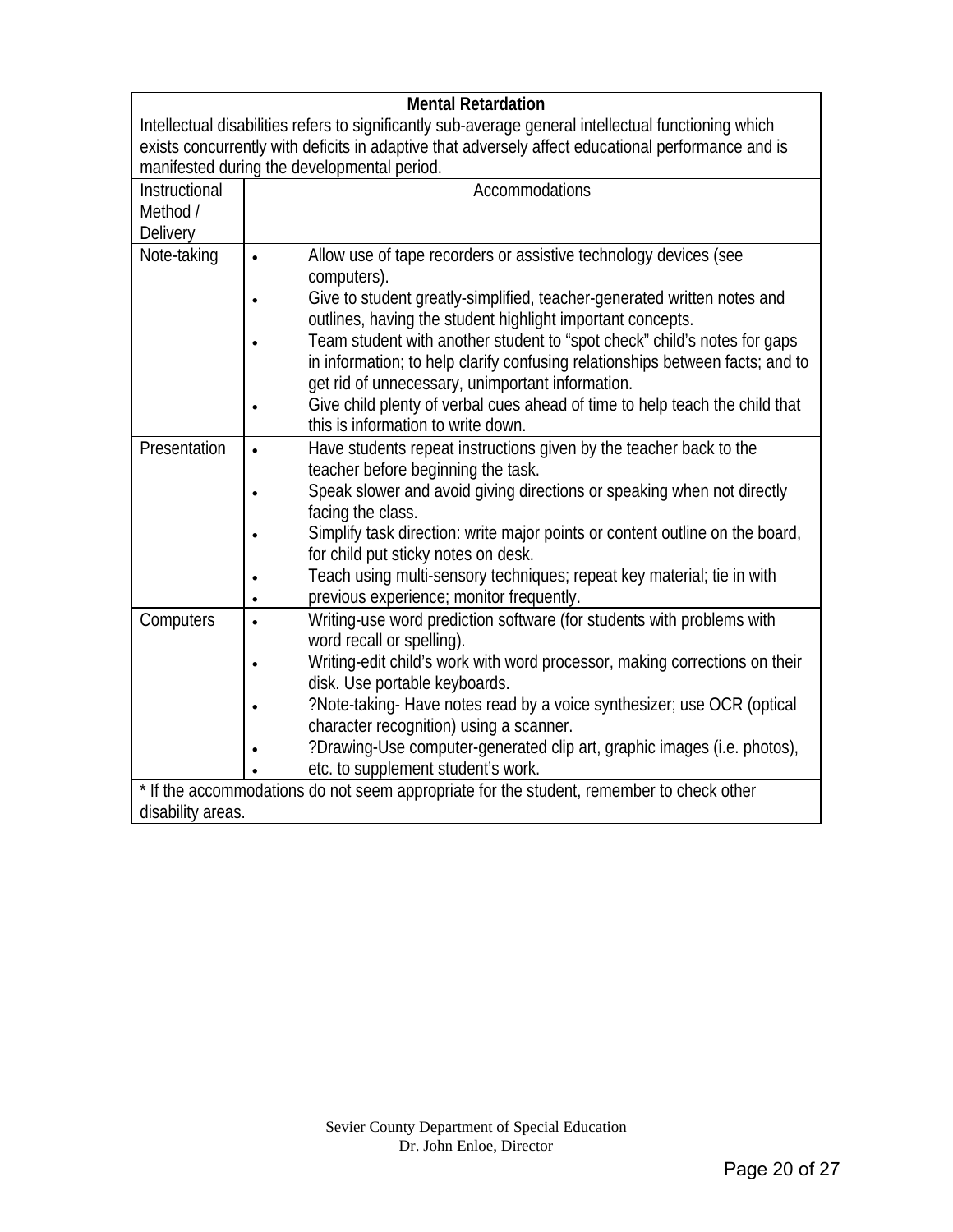| **Mental Retardation**<br>Intellectual disabilities refers to significantly sub-average general intellectual functioning which exists concurrently with deficits in adaptive that adversely affect educational performance and is manifested during the developmental period. | |
|---|---|
| Instructional Method / Delivery | Accommodations |
| Note-taking | • Allow use of tape recorders or assistive technology devices (see computers).<br>• Give to student greatly-simplified, teacher-generated written notes and outlines, having the student highlight important concepts.<br>• Team student with another student to "spot check" child's notes for gaps in information; to help clarify confusing relationships between facts; and to get rid of unnecessary, unimportant information.<br>• Give child plenty of verbal cues ahead of time to help teach the child that this is information to write down. |
| Presentation | • Have students repeat instructions given by the teacher back to the teacher before beginning the task.<br>• Speak slower and avoid giving directions or speaking when not directly facing the class.<br>• Simplify task direction: write major points or content outline on the board, for child put sticky notes on desk.<br>• Teach using multi-sensory techniques; repeat key material; tie in with<br>• previous experience; monitor frequently. |
| Computers | • Writing-use word prediction software (for students with problems with word recall or spelling).<br>• Writing-edit child's work with word processor, making corrections on their disk. Use portable keyboards.<br>• ?Note-taking- Have notes read by a voice synthesizer; use OCR (optical character recognition) using a scanner.<br>• ?Drawing-Use computer-generated clip art, graphic images (i.e. photos),<br>• etc. to supplement student's work. |
| * If the accommodations do not seem appropriate for the student, remember to check other disability areas. | |

Sevier County Department of Special Education
Dr. John Enloe, Director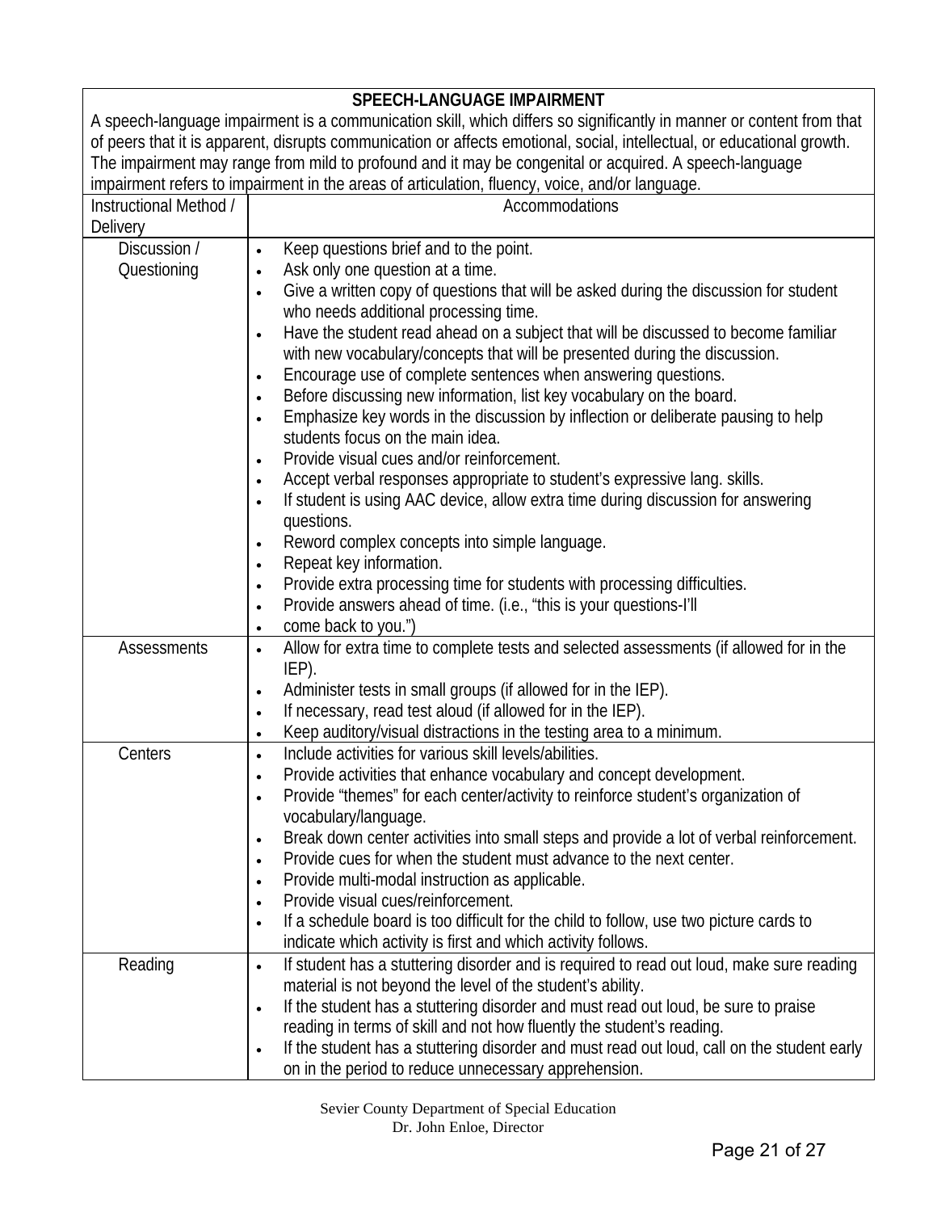| SPEECH-LANGUAGE IMPAIRMENT | |
|---|---|
| A speech-language impairment is a communication skill, which differs so significantly in manner or content from that of peers that it is apparent, disrupts communication or affects emotional, social, intellectual, or educational growth. The impairment may range from mild to profound and it may be congenital or acquired. A speech-language impairment refers to impairment in the areas of articulation, fluency, voice, and/or language. | |
| Instructional Method / Delivery | Accommodations |
| Discussion / Questioning | • Keep questions brief and to the point.<br>• Ask only one question at a time.<br>• Give a written copy of questions that will be asked during the discussion for student who needs additional processing time.<br>• Have the student read ahead on a subject that will be discussed to become familiar with new vocabulary/concepts that will be presented during the discussion.<br>• Encourage use of complete sentences when answering questions.<br>• Before discussing new information, list key vocabulary on the board.<br>• Emphasize key words in the discussion by inflection or deliberate pausing to help students focus on the main idea.<br>• Provide visual cues and/or reinforcement.<br>• Accept verbal responses appropriate to student's expressive lang. skills.<br>• If student is using AAC device, allow extra time during discussion for answering questions.<br>• Reword complex concepts into simple language.<br>• Repeat key information.<br>• Provide extra processing time for students with processing difficulties.<br>• Provide answers ahead of time. (i.e., "this is your questions-I'll<br>• come back to you.") |
| Assessments | • Allow for extra time to complete tests and selected assessments (if allowed for in the IEP).<br>• Administer tests in small groups (if allowed for in the IEP).<br>• If necessary, read test aloud (if allowed for in the IEP).<br>• Keep auditory/visual distractions in the testing area to a minimum. |
| Centers | • Include activities for various skill levels/abilities.<br>• Provide activities that enhance vocabulary and concept development.<br>• Provide "themes" for each center/activity to reinforce student's organization of vocabulary/language.<br>• Break down center activities into small steps and provide a lot of verbal reinforcement.<br>• Provide cues for when the student must advance to the next center.<br>• Provide multi-modal instruction as applicable.<br>• Provide visual cues/reinforcement.<br>• If a schedule board is too difficult for the child to follow, use two picture cards to indicate which activity is first and which activity follows. |
| Reading | • If student has a stuttering disorder and is required to read out loud, make sure reading material is not beyond the level of the student's ability.<br>• If the student has a stuttering disorder and must read out loud, be sure to praise reading in terms of skill and not how fluently the student's reading.<br>• If the student has a stuttering disorder and must read out loud, call on the student early on in the period to reduce unnecessary apprehension. |

Sevier County Department of Special Education
Dr. John Enloe, Director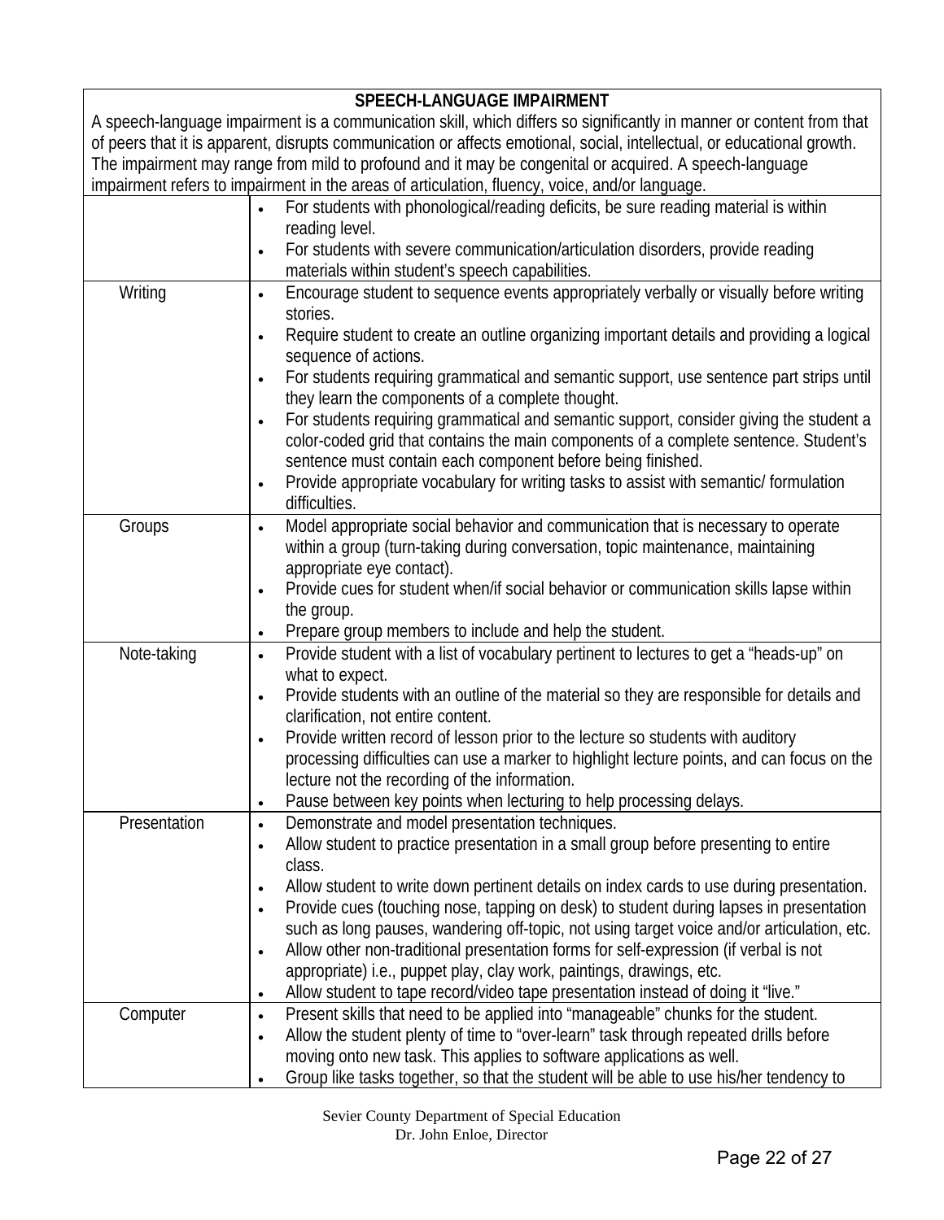| SPEECH-LANGUAGE IMPAIRMENT | |
|---|---|
| A speech-language impairment is a communication skill, which differs so significantly in manner or content from that of peers that it is apparent, disrupts communication or affects emotional, social, intellectual, or educational growth. The impairment may range from mild to profound and it may be congenital or acquired. A speech-language impairment refers to impairment in the areas of articulation, fluency, voice, and/or language. | |
| | • For students with phonological/reading deficits, be sure reading material is within reading level.<br>• For students with severe communication/articulation disorders, provide reading materials within student's speech capabilities. |
| Writing | • Encourage student to sequence events appropriately verbally or visually before writing stories.<br>• Require student to create an outline organizing important details and providing a logical sequence of actions.<br>• For students requiring grammatical and semantic support, use sentence part strips until they learn the components of a complete thought.<br>• For students requiring grammatical and semantic support, consider giving the student a color-coded grid that contains the main components of a complete sentence. Student's sentence must contain each component before being finished.<br>• Provide appropriate vocabulary for writing tasks to assist with semantic/ formulation difficulties. |
| Groups | • Model appropriate social behavior and communication that is necessary to operate within a group (turn-taking during conversation, topic maintenance, maintaining appropriate eye contact).<br>• Provide cues for student when/if social behavior or communication skills lapse within the group.<br>• Prepare group members to include and help the student. |
| Note-taking | • Provide student with a list of vocabulary pertinent to lectures to get a "heads-up" on what to expect.<br>• Provide students with an outline of the material so they are responsible for details and clarification, not entire content.<br>• Provide written record of lesson prior to the lecture so students with auditory processing difficulties can use a marker to highlight lecture points, and can focus on the lecture not the recording of the information.<br>• Pause between key points when lecturing to help processing delays. |
| Presentation | • Demonstrate and model presentation techniques.<br>• Allow student to practice presentation in a small group before presenting to entire class.<br>• Allow student to write down pertinent details on index cards to use during presentation.<br>• Provide cues (touching nose, tapping on desk) to student during lapses in presentation such as long pauses, wandering off-topic, not using target voice and/or articulation, etc.<br>• Allow other non-traditional presentation forms for self-expression (if verbal is not appropriate) i.e., puppet play, clay work, paintings, drawings, etc.<br>• Allow student to tape record/video tape presentation instead of doing it "live." |
| Computer | • Present skills that need to be applied into "manageable" chunks for the student.<br>• Allow the student plenty of time to "over-learn" task through repeated drills before moving onto new task. This applies to software applications as well.<br>• Group like tasks together, so that the student will be able to use his/her tendency to |

Sevier County Department of Special Education
Dr. John Enloe, Director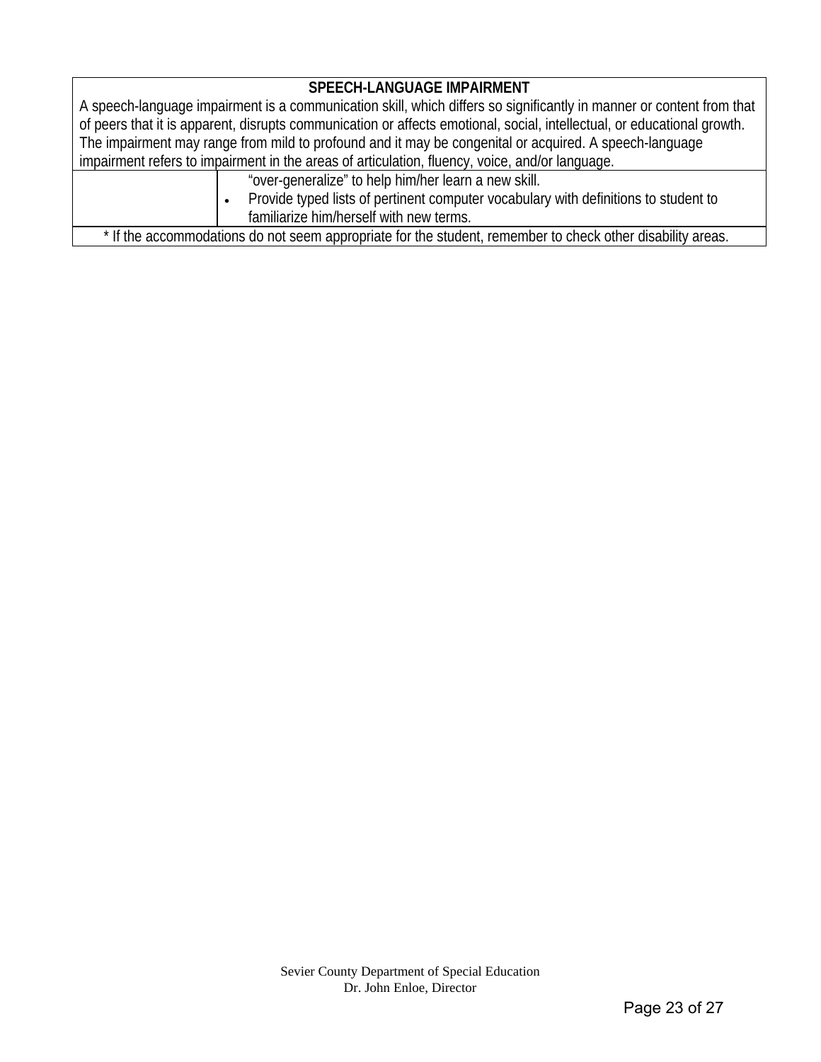| **SPEECH-LANGUAGE IMPAIRMENT** | |
|---|---|
| A speech-language impairment is a communication skill, which differs so significantly in manner or content from that of peers that it is apparent, disrupts communication or affects emotional, social, intellectual, or educational growth. The impairment may range from mild to profound and it may be congenital or acquired. A speech-language impairment refers to impairment in the areas of articulation, fluency, voice, and/or language. | |
| | "over-generalize" to help him/her learn a new skill.<br>• Provide typed lists of pertinent computer vocabulary with definitions to student to familiarize him/herself with new terms. |
| * If the accommodations do not seem appropriate for the student, remember to check other disability areas. | |

Sevier County Department of Special Education
Dr. John Enloe, Director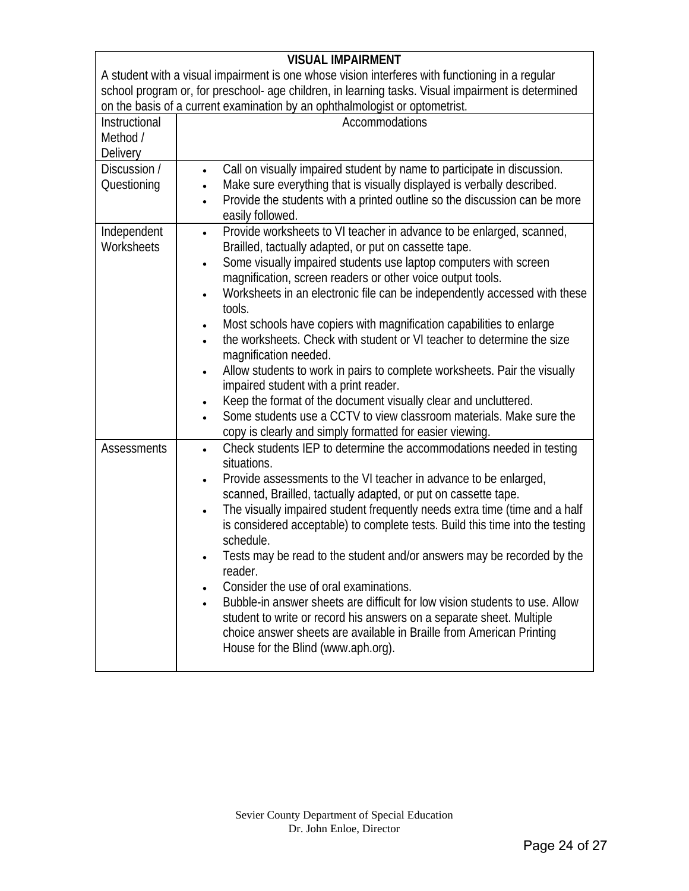| **VISUAL IMPAIRMENT**<br>A student with a visual impairment is one whose vision interferes with functioning in a regular school program or, for preschool- age children, in learning tasks. Visual impairment is determined on the basis of a current examination by an ophthalmologist or optometrist. | |
|---|---|
| Instructional Method / Delivery | Accommodations |
| Discussion / Questioning | • Call on visually impaired student by name to participate in discussion.<br>• Make sure everything that is visually displayed is verbally described.<br>• Provide the students with a printed outline so the discussion can be more easily followed. |
| Independent Worksheets | • Provide worksheets to VI teacher in advance to be enlarged, scanned, Brailled, tactually adapted, or put on cassette tape.<br>• Some visually impaired students use laptop computers with screen magnification, screen readers or other voice output tools.<br>• Worksheets in an electronic file can be independently accessed with these tools.<br>• Most schools have copiers with magnification capabilities to enlarge<br>• the worksheets. Check with student or VI teacher to determine the size magnification needed.<br>• Allow students to work in pairs to complete worksheets. Pair the visually impaired student with a print reader.<br>• Keep the format of the document visually clear and uncluttered.<br>• Some students use a CCTV to view classroom materials. Make sure the copy is clearly and simply formatted for easier viewing. |
| Assessments | • Check students IEP to determine the accommodations needed in testing situations.<br>• Provide assessments to the VI teacher in advance to be enlarged, scanned, Brailled, tactually adapted, or put on cassette tape.<br>• The visually impaired student frequently needs extra time (time and a half is considered acceptable) to complete tests. Build this time into the testing schedule.<br>• Tests may be read to the student and/or answers may be recorded by the reader.<br>• Consider the use of oral examinations.<br>• Bubble-in answer sheets are difficult for low vision students to use. Allow student to write or record his answers on a separate sheet. Multiple choice answer sheets are available in Braille from American Printing House for the Blind (www.aph.org). |

Sevier County Department of Special Education
Dr. John Enloe, Director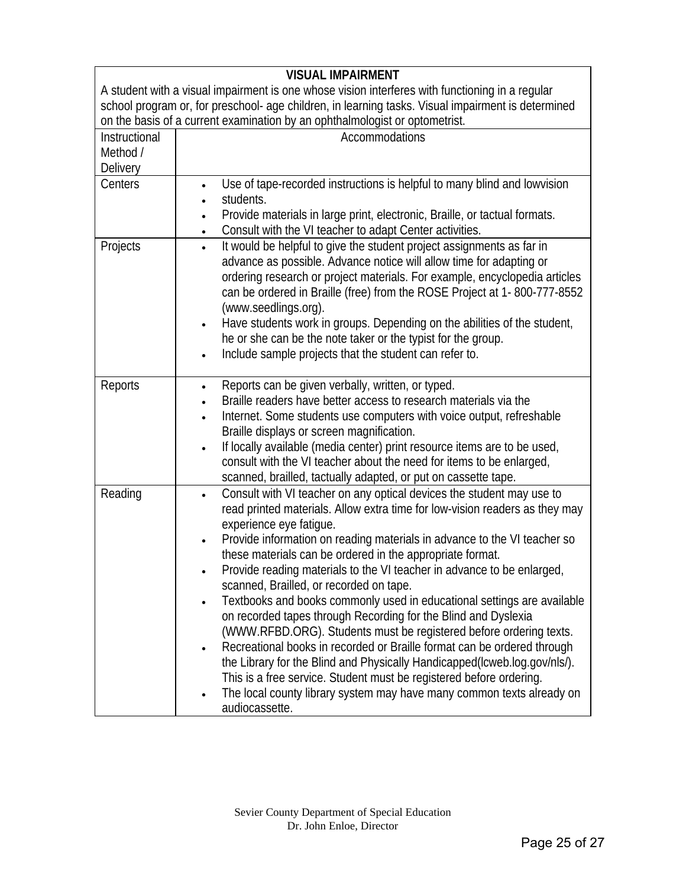| VISUAL IMPAIRMENT | |
|---|---|
| A student with a visual impairment is one whose vision interferes with functioning in a regular school program or, for preschool- age children, in learning tasks. Visual impairment is determined on the basis of a current examination by an ophthalmologist or optometrist. | |
| Instructional Method / Delivery | Accommodations |
| Centers | • Use of tape-recorded instructions is helpful to many blind and lowvision<br>• students.<br>• Provide materials in large print, electronic, Braille, or tactual formats.<br>• Consult with the VI teacher to adapt Center activities. |
| Projects | • It would be helpful to give the student project assignments as far in advance as possible. Advance notice will allow time for adapting or ordering research or project materials. For example, encyclopedia articles can be ordered in Braille (free) from the ROSE Project at 1- 800-777-8552 (www.seedlings.org).<br>• Have students work in groups. Depending on the abilities of the student, he or she can be the note taker or the typist for the group.<br>• Include sample projects that the student can refer to. |
| Reports | • Reports can be given verbally, written, or typed.<br>• Braille readers have better access to research materials via the<br>• Internet. Some students use computers with voice output, refreshable Braille displays or screen magnification.<br>• If locally available (media center) print resource items are to be used, consult with the VI teacher about the need for items to be enlarged, scanned, brailled, tactually adapted, or put on cassette tape. |
| Reading | • Consult with VI teacher on any optical devices the student may use to read printed materials. Allow extra time for low-vision readers as they may experience eye fatigue.<br>• Provide information on reading materials in advance to the VI teacher so these materials can be ordered in the appropriate format.<br>• Provide reading materials to the VI teacher in advance to be enlarged, scanned, Brailled, or recorded on tape.<br>• Textbooks and books commonly used in educational settings are available on recorded tapes through Recording for the Blind and Dyslexia (WWW.RFBD.ORG). Students must be registered before ordering texts.<br>• Recreational books in recorded or Braille format can be ordered through the Library for the Blind and Physically Handicapped(lcweb.log.gov/nls/). This is a free service. Student must be registered before ordering.<br>• The local county library system may have many common texts already on audiocassette. |

Sevier County Department of Special Education
Dr. John Enloe, Director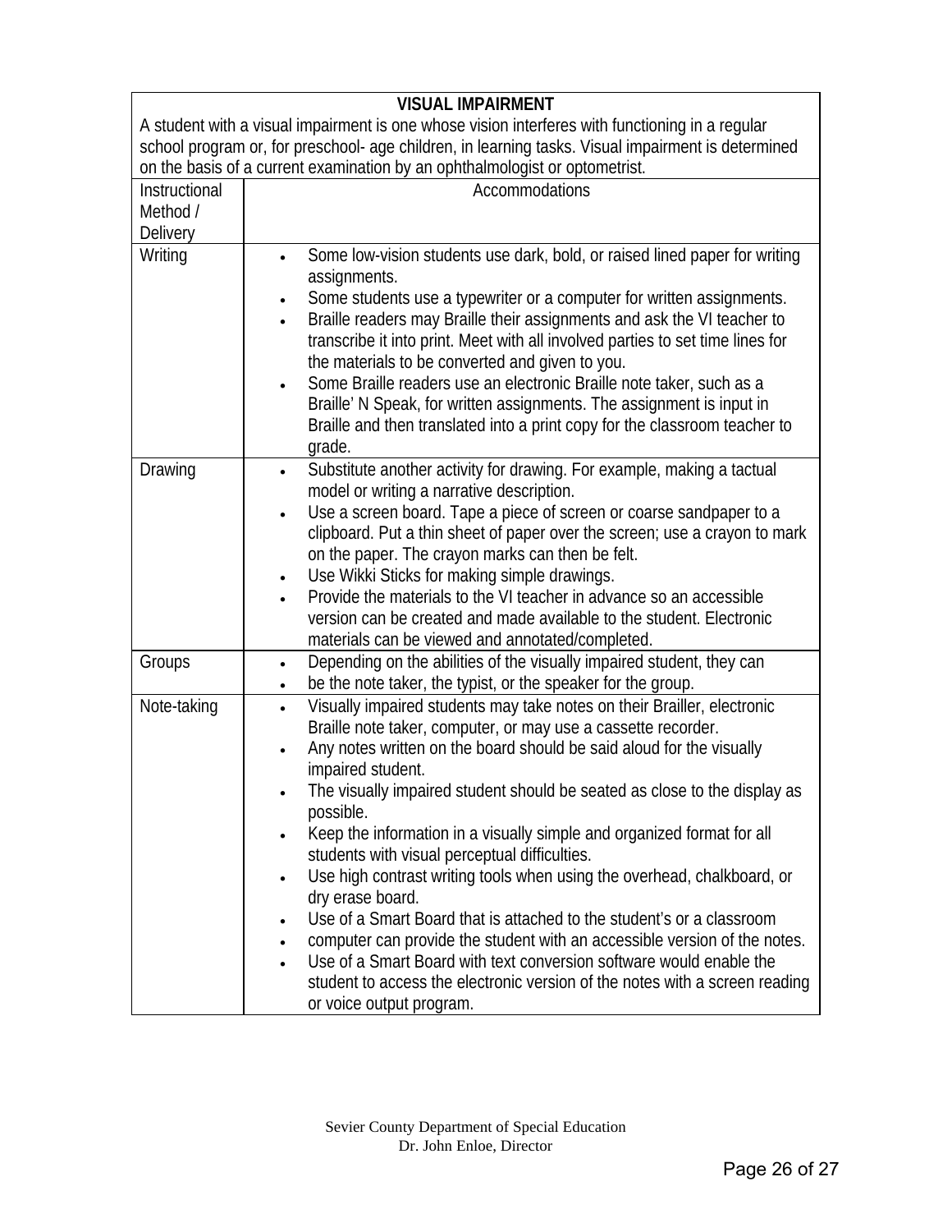| **VISUAL IMPAIRMENT** | |
|---|---|
| A student with a visual impairment is one whose vision interferes with functioning in a regular school program or, for preschool- age children, in learning tasks. Visual impairment is determined on the basis of a current examination by an ophthalmologist or optometrist. | |
| Instructional Method / Delivery | Accommodations |
| Writing | • Some low-vision students use dark, bold, or raised lined paper for writing assignments.<br>• Some students use a typewriter or a computer for written assignments.<br>• Braille readers may Braille their assignments and ask the VI teacher to transcribe it into print. Meet with all involved parties to set time lines for the materials to be converted and given to you.<br>• Some Braille readers use an electronic Braille note taker, such as a Braille' N Speak, for written assignments. The assignment is input in Braille and then translated into a print copy for the classroom teacher to grade. |
| Drawing | • Substitute another activity for drawing. For example, making a tactual model or writing a narrative description.<br>• Use a screen board. Tape a piece of screen or coarse sandpaper to a clipboard. Put a thin sheet of paper over the screen; use a crayon to mark on the paper. The crayon marks can then be felt.<br>• Use Wikki Sticks for making simple drawings.<br>• Provide the materials to the VI teacher in advance so an accessible version can be created and made available to the student. Electronic materials can be viewed and annotated/completed. |
| Groups | • Depending on the abilities of the visually impaired student, they can<br>• be the note taker, the typist, or the speaker for the group. |
| Note-taking | • Visually impaired students may take notes on their Brailler, electronic Braille note taker, computer, or may use a cassette recorder.<br>• Any notes written on the board should be said aloud for the visually impaired student.<br>• The visually impaired student should be seated as close to the display as possible.<br>• Keep the information in a visually simple and organized format for all students with visual perceptual difficulties.<br>• Use high contrast writing tools when using the overhead, chalkboard, or dry erase board.<br>• Use of a Smart Board that is attached to the student's or a classroom<br>• computer can provide the student with an accessible version of the notes.<br>• Use of a Smart Board with text conversion software would enable the student to access the electronic version of the notes with a screen reading or voice output program. |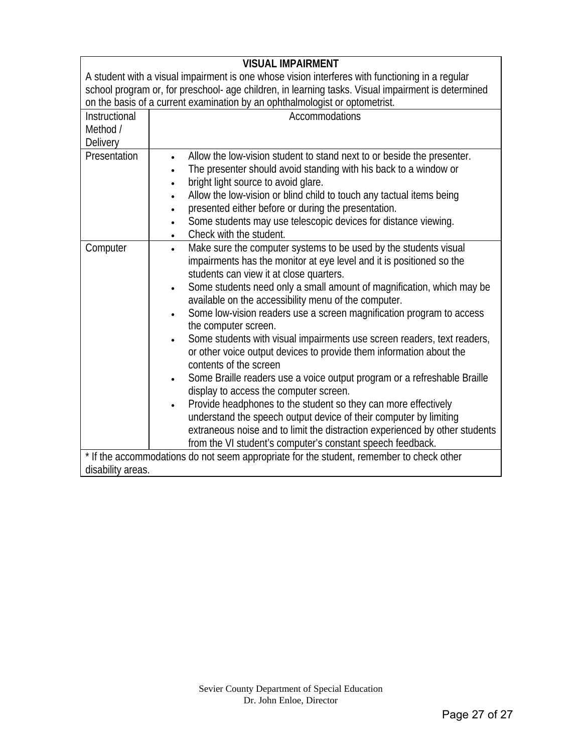| **VISUAL IMPAIRMENT**<br>A student with a visual impairment is one whose vision interferes with functioning in a regular school program or, for preschool- age children, in learning tasks. Visual impairment is determined on the basis of a current examination by an ophthalmologist or optometrist. | |
|---|---|
| Instructional Method / Delivery | Accommodations |
| Presentation | • Allow the low-vision student to stand next to or beside the presenter.<br>• The presenter should avoid standing with his back to a window or<br>• bright light source to avoid glare.<br>• Allow the low-vision or blind child to touch any tactual items being<br>• presented either before or during the presentation.<br>• Some students may use telescopic devices for distance viewing.<br>• Check with the student. |
| Computer | • Make sure the computer systems to be used by the students visual impairments has the monitor at eye level and it is positioned so the students can view it at close quarters.<br>• Some students need only a small amount of magnification, which may be available on the accessibility menu of the computer.<br>• Some low-vision readers use a screen magnification program to access the computer screen.<br>• Some students with visual impairments use screen readers, text readers, or other voice output devices to provide them information about the contents of the screen<br>• Some Braille readers use a voice output program or a refreshable Braille display to access the computer screen.<br>• Provide headphones to the student so they can more effectively understand the speech output device of their computer by limiting extraneous noise and to limit the distraction experienced by other students from the VI student's computer's constant speech feedback. |
| * If the accommodations do not seem appropriate for the student, remember to check other disability areas. | |

Sevier County Department of Special Education
Dr. John Enloe, Director